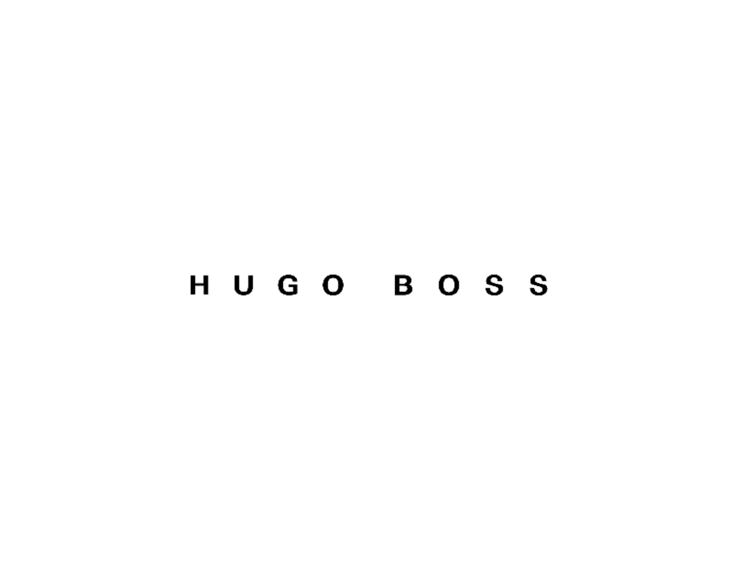# HUGO BOSS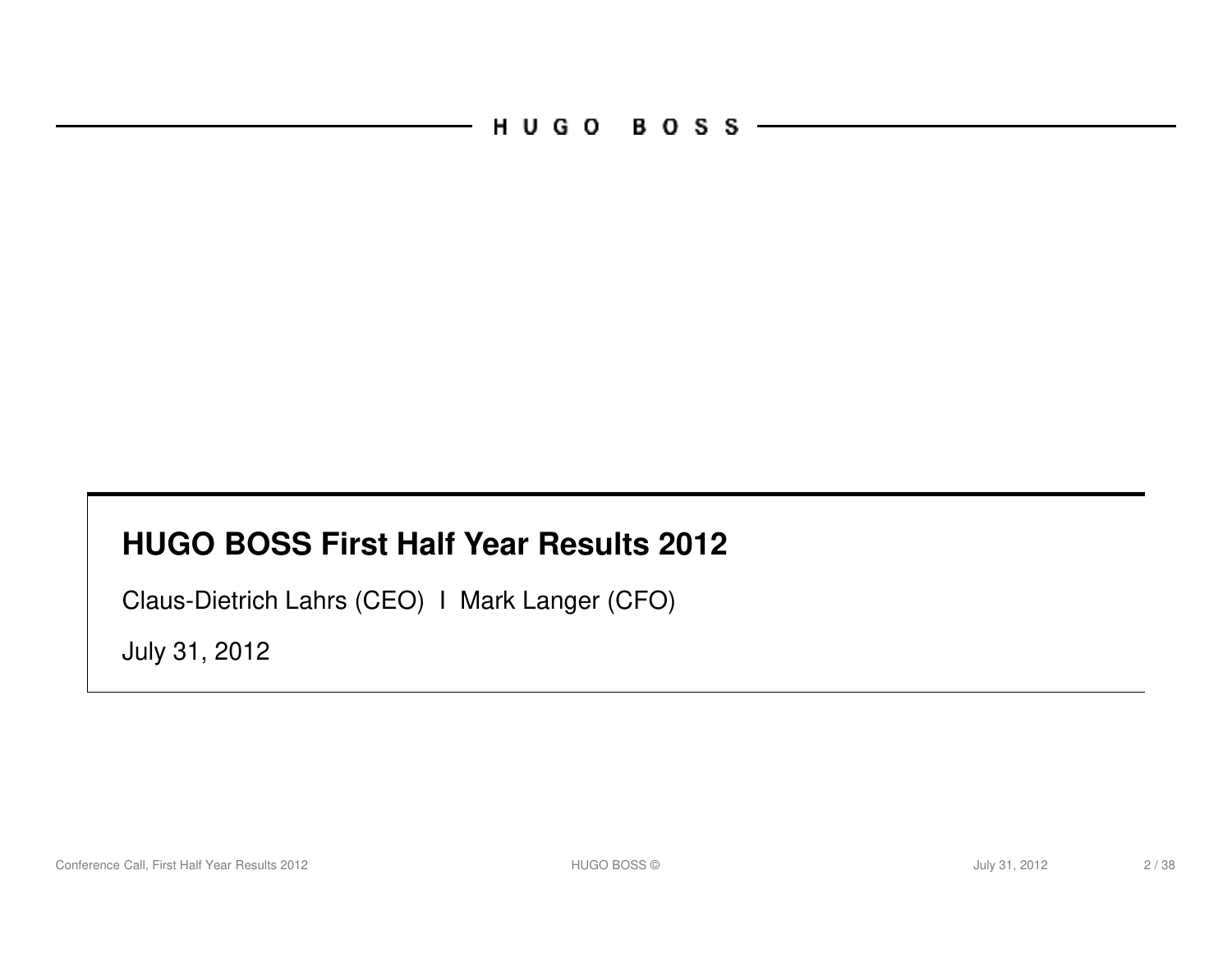# HUGO BOSS First Half Year Results 2012

Claus-Dietrich Lahrs (CEO) I Mark Langer (CFO)

July 31, 2012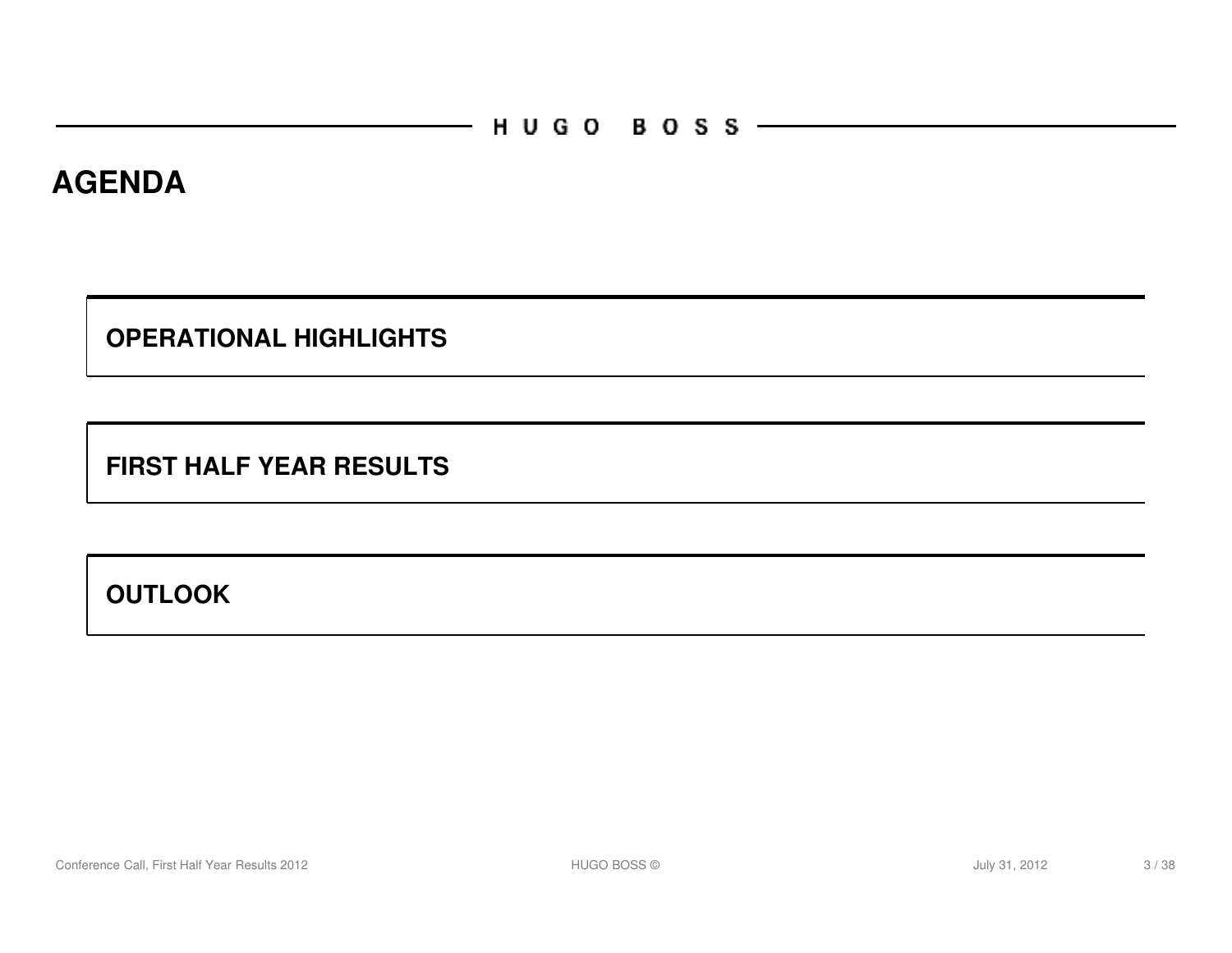# AGENDA

**OPERATIONAL HIGHLIGHTS**

**FIRST HALF YEAR RESULTS**

**OUTLOOK**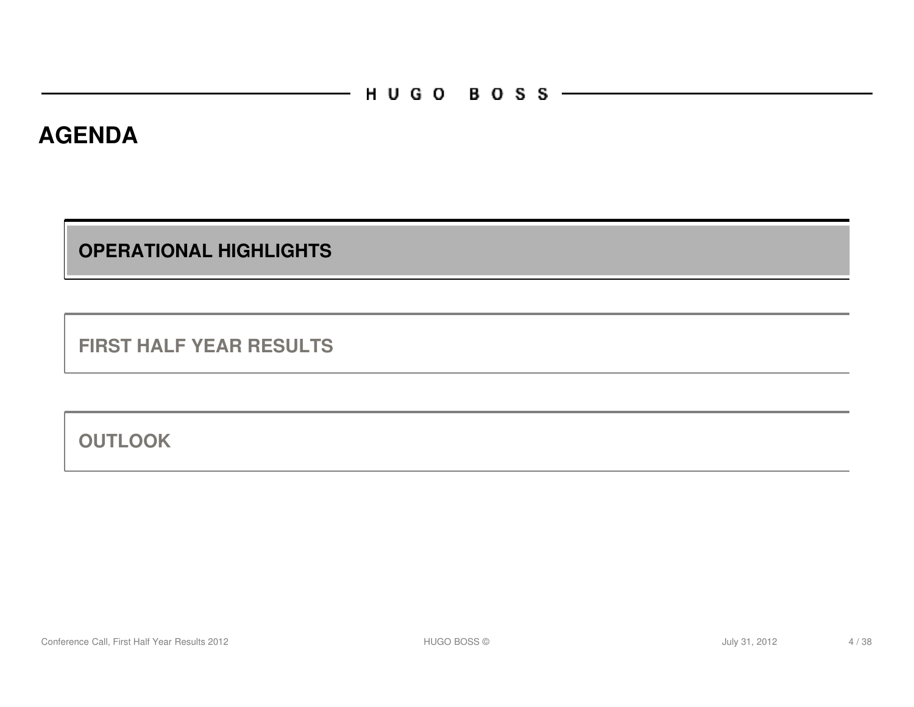# AGENDA

## OPERATIONAL HIGHLIGHTS

## FIRST HALF YEAR RESULTS

## OUTLOOK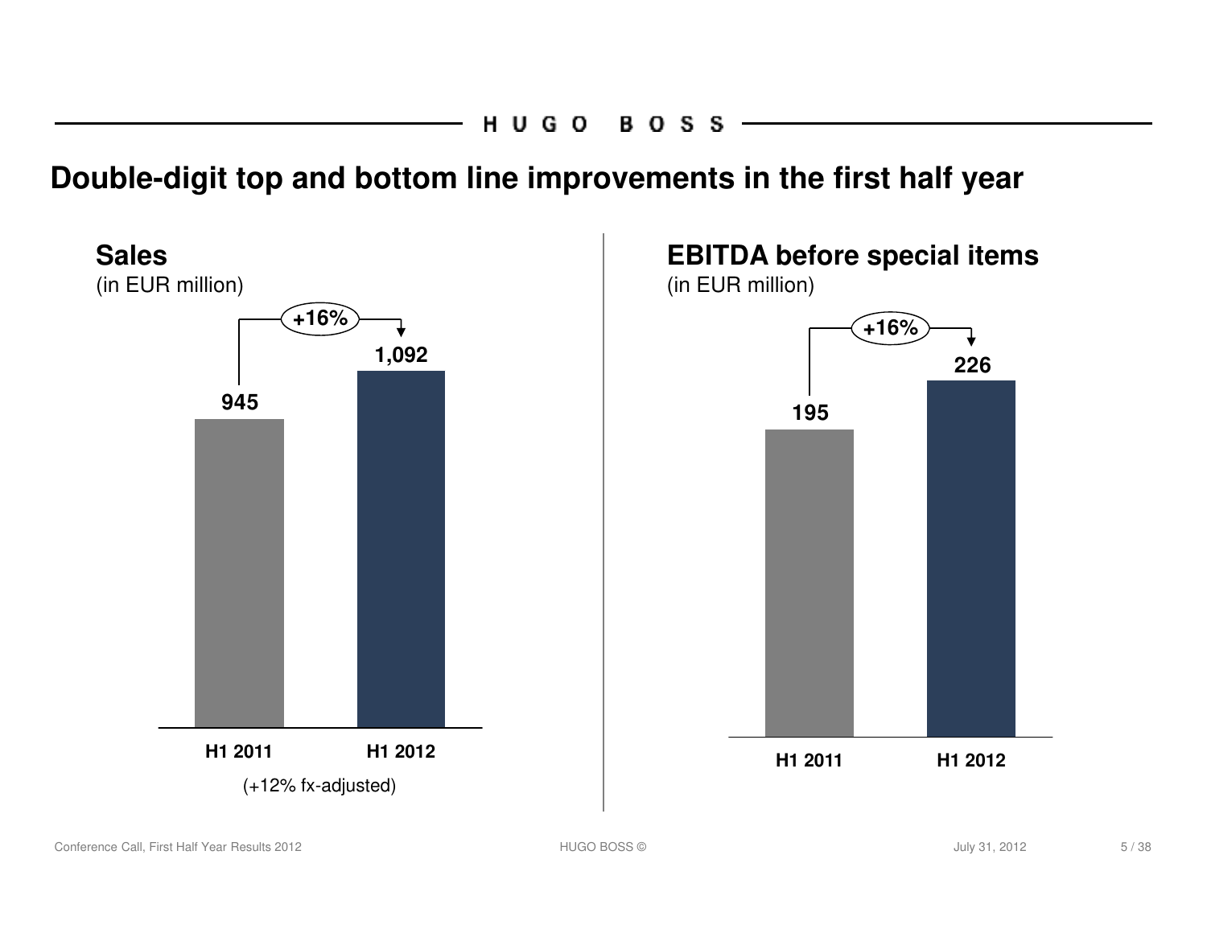# Double-digit top and bottom line improvements in the first half year

## Sales

(in EUR million)

| | H1 2011 | H1 2012 |
|---|---|---|
| Sales | 945 | 1,092 |

+16%

(+12% fx-adjusted)

## EBITDA before special items

(in EUR million)

| | H1 2011 | H1 2012 |
|---|---|---|
| EBITDA before special items | 195 | 226 |

+16%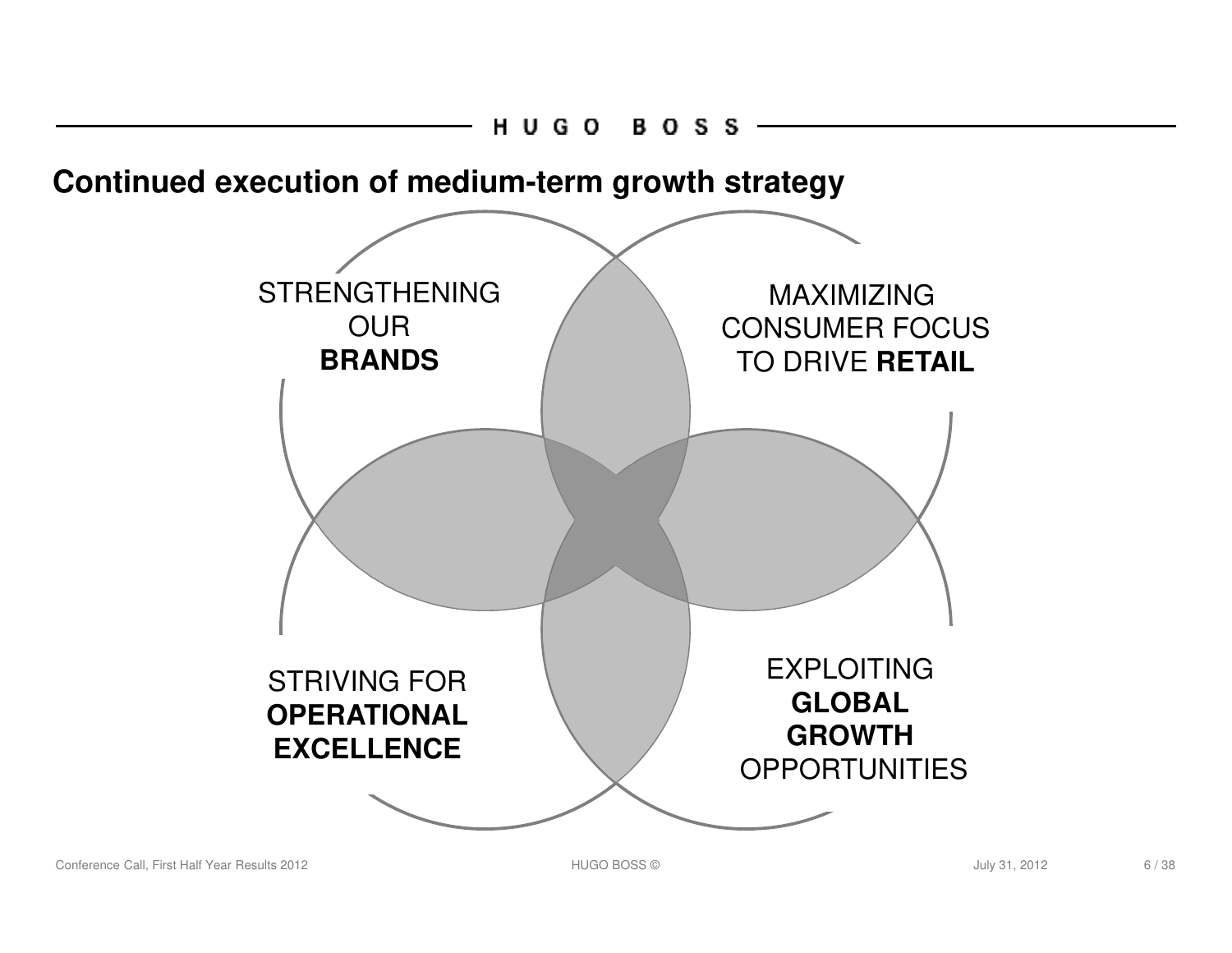## Continued execution of medium-term growth strategy

STRENGTHENING OUR **BRANDS**

MAXIMIZING CONSUMER FOCUS TO DRIVE **RETAIL**

STRIVING FOR **OPERATIONAL EXCELLENCE**

EXPLOITING **GLOBAL GROWTH** OPPORTUNITIES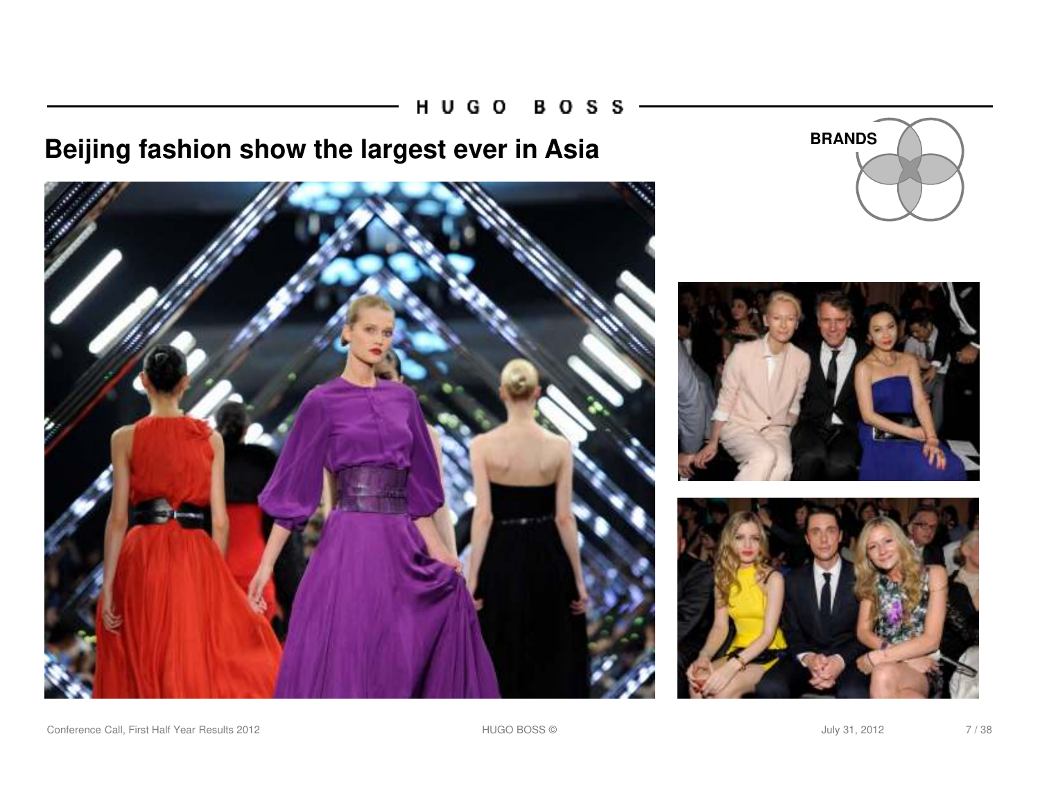# Beijing fashion show the largest ever in Asia

BRANDS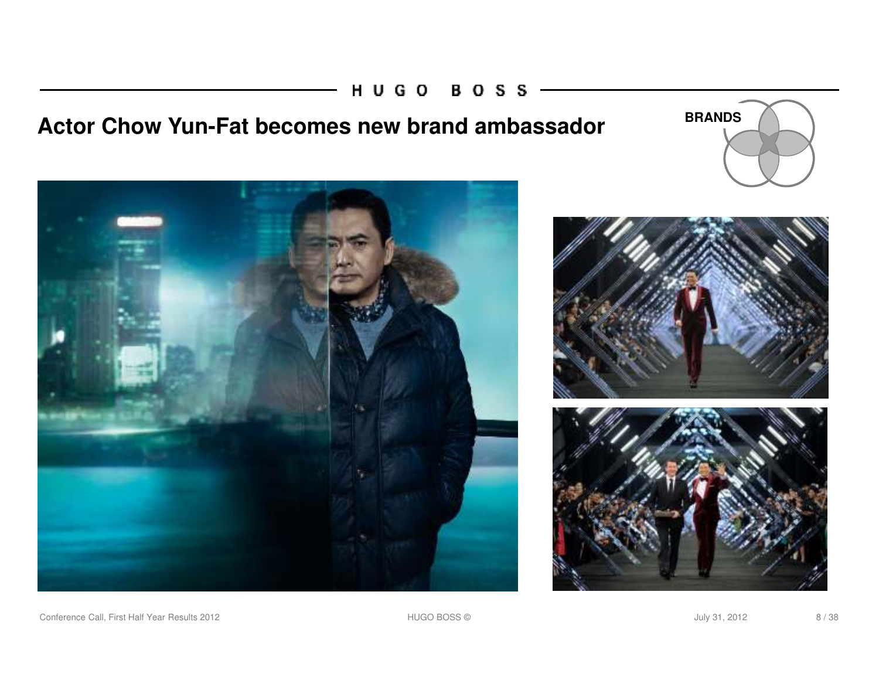# Actor Chow Yun-Fat becomes new brand ambassador

BRANDS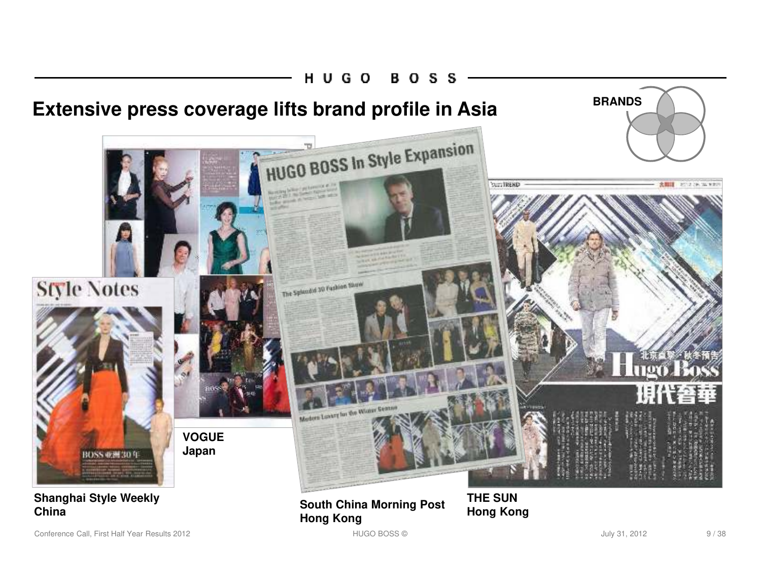# Extensive press coverage lifts brand profile in Asia

BRANDS

VOGUE
Japan

Shanghai Style Weekly
China

South China Morning Post
Hong Kong

THE SUN
Hong Kong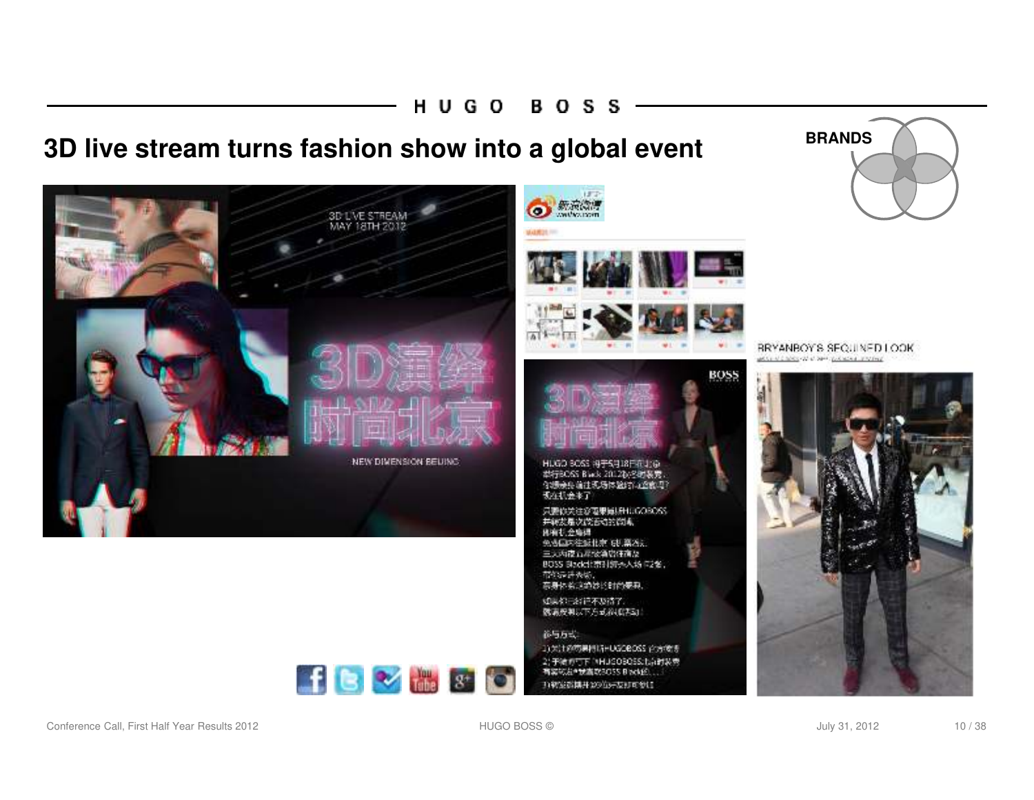# 3D live stream turns fashion show into a global event

BRANDS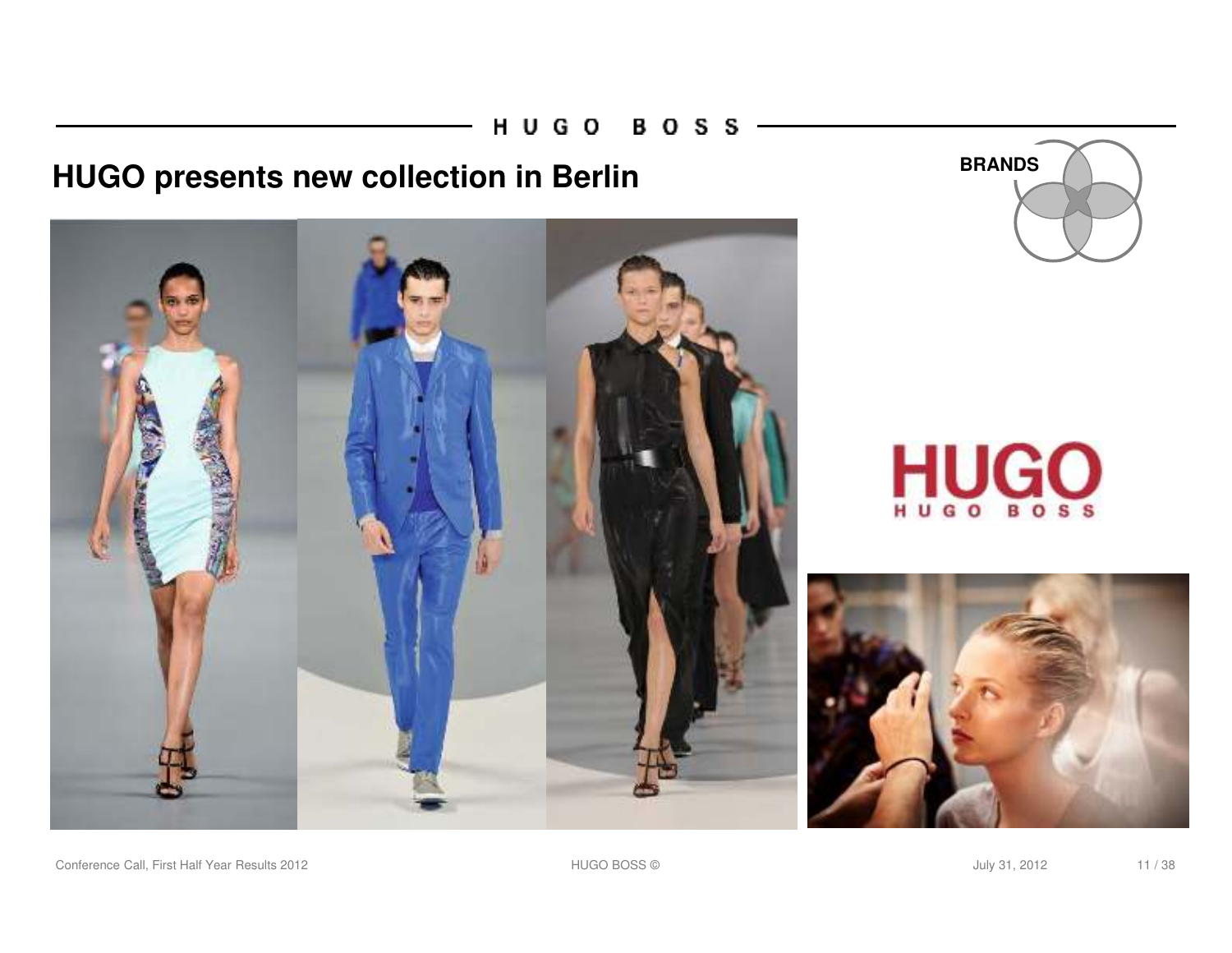# HUGO presents new collection in Berlin

BRANDS

HUGO
HUGO BOSS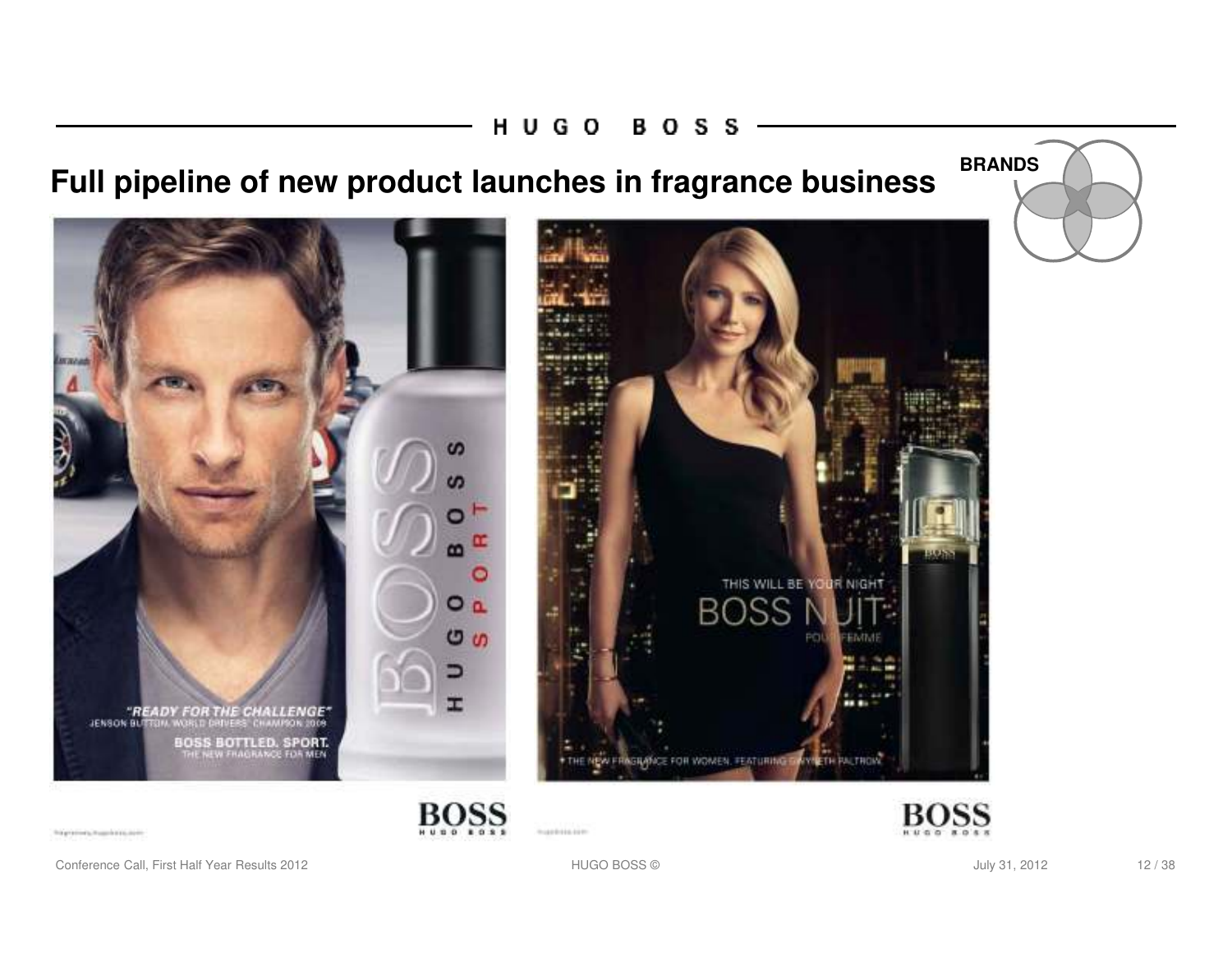## Full pipeline of new product launches in fragrance business

BRANDS

"READY FOR THE CHALLENGE"
JENSON BUTTON, WORLD DRIVERS' CHAMPION 2009

BOSS BOTTLED. SPORT.
THE NEW FRAGRANCE FOR MEN

THIS WILL BE YOUR NIGHT
BOSS NUIT
POUR FEMME

THE NEW FRAGRANCE FOR WOMEN. FEATURING GWYNETH PALTROW

BOSS
HUGO BOSS

BOSS
HUGO BOSS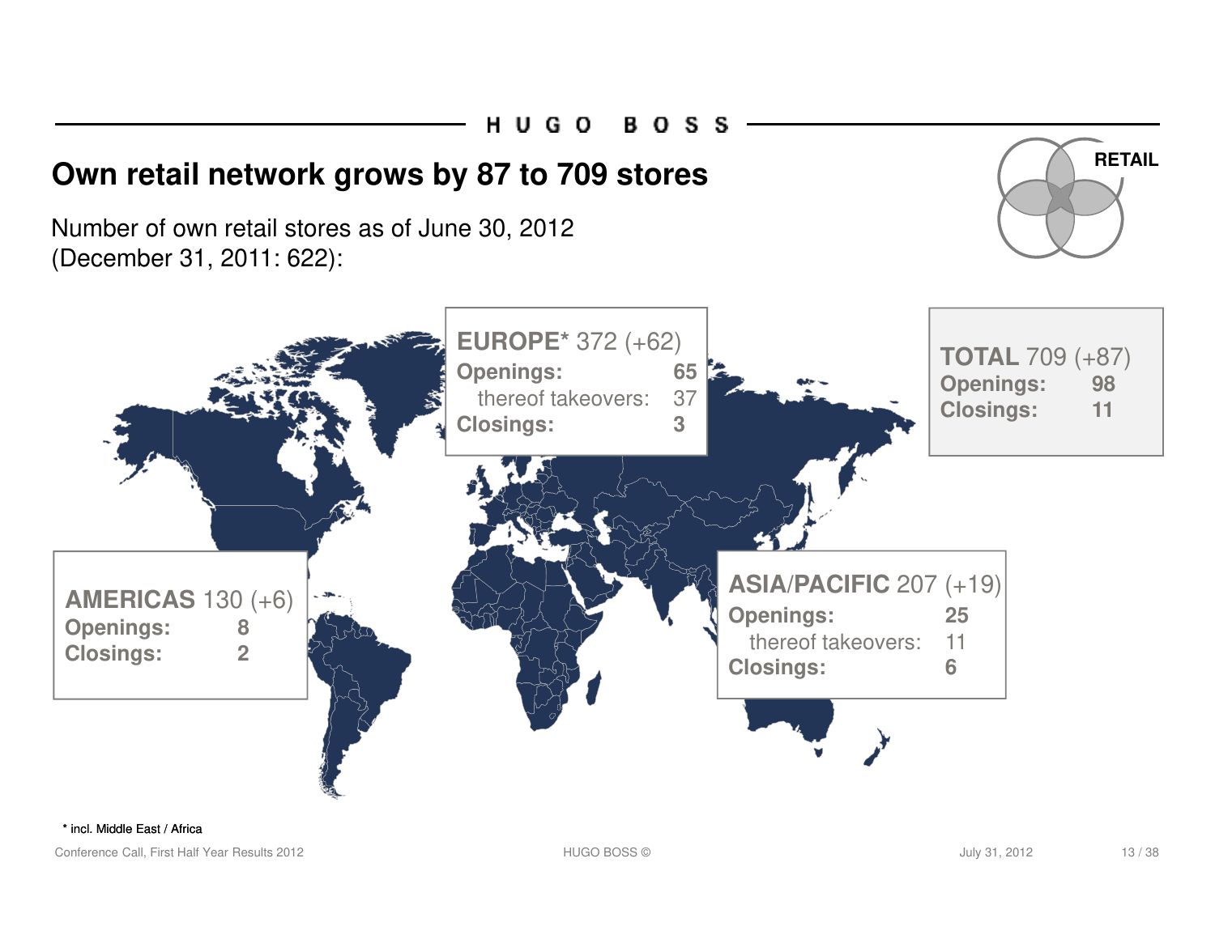# Own retail network grows by 87 to 709 stores

RETAIL

Number of own retail stores as of June 30, 2012
(December 31, 2011: 622):

**EUROPE*** 372 (+62)
**Openings:** 65
thereof takeovers: 37
**Closings:** 3

**TOTAL** 709 (+87)
**Openings:** 98
**Closings:** 11

**AMERICAS** 130 (+6)
**Openings:** 8
**Closings:** 2

**ASIA/PACIFIC** 207 (+19)
**Openings:** 25
thereof takeovers: 11
**Closings:** 6

* incl. Middle East / Africa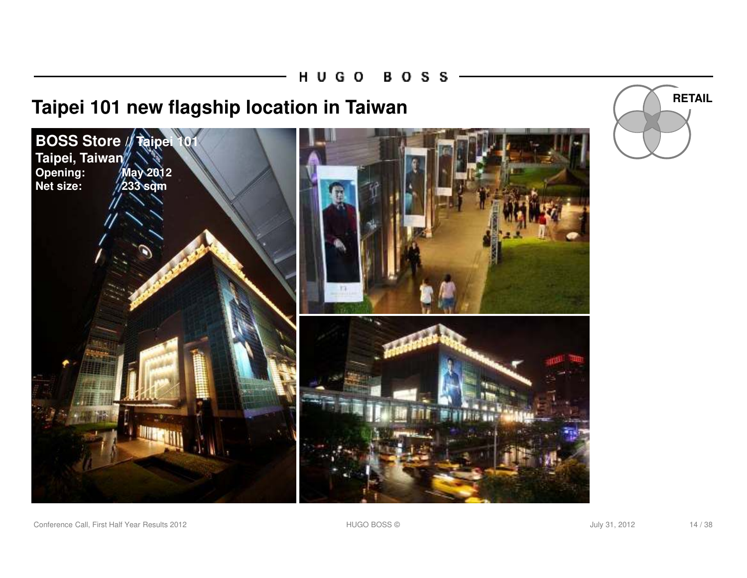# Taipei 101 new flagship location in Taiwan

RETAIL

**BOSS Store // Taipei 101**
**Taipei, Taiwan**
**Opening: May 2012**
**Net size: 233 sqm**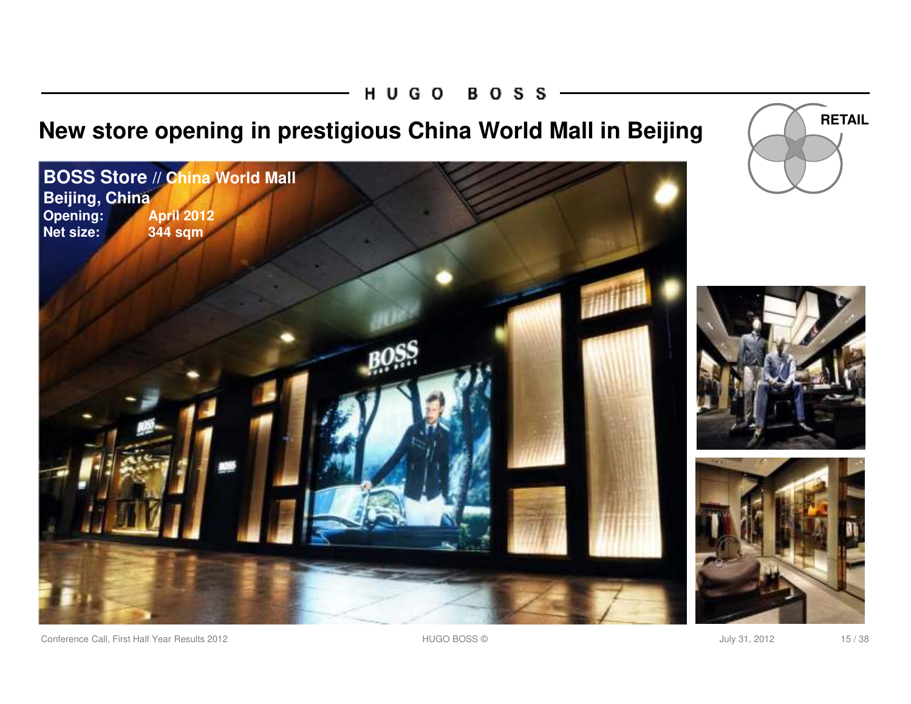# New store opening in prestigious China World Mall in Beijing

RETAIL

**BOSS Store // China World Mall**
**Beijing, China**
**Opening:** April 2012
**Net size:** 344 sqm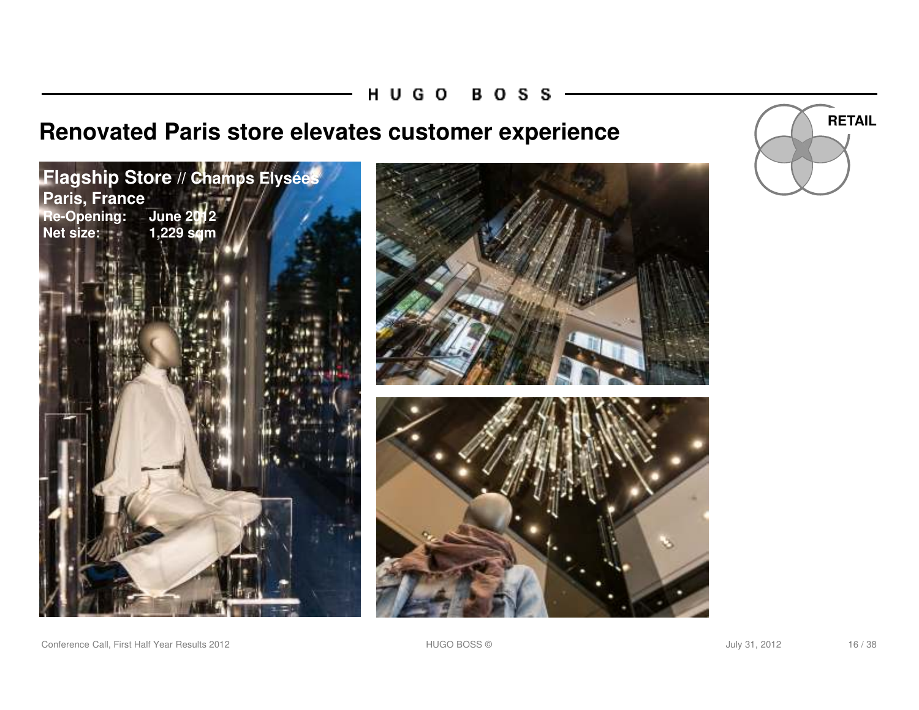## Renovated Paris store elevates customer experience

RETAIL

**Flagship Store** // **Champs Elysées**
**Paris, France**
**Re-Opening:** June 2012
**Net size:** 1,229 sqm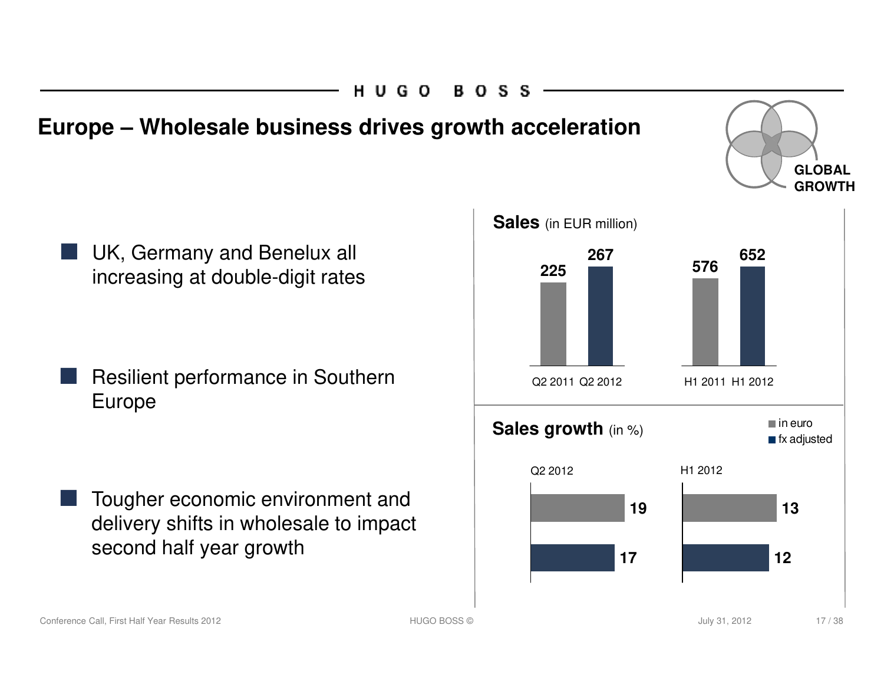# Europe – Wholesale business drives growth acceleration

GLOBAL GROWTH

- UK, Germany and Benelux all increasing at double-digit rates
- Resilient performance in Southern Europe
- Tougher economic environment and delivery shifts in wholesale to impact second half year growth

**Sales** (in EUR million)

| Q2 2011 | Q2 2012 | H1 2011 | H1 2012 |
| --- | --- | --- | --- |
| 225 | 267 | 576 | 652 |

**Sales growth** (in %)

| | Q2 2012 | H1 2012 |
| --- | --- | --- |
| in euro | 19 | 13 |
| fx adjusted | 17 | 12 |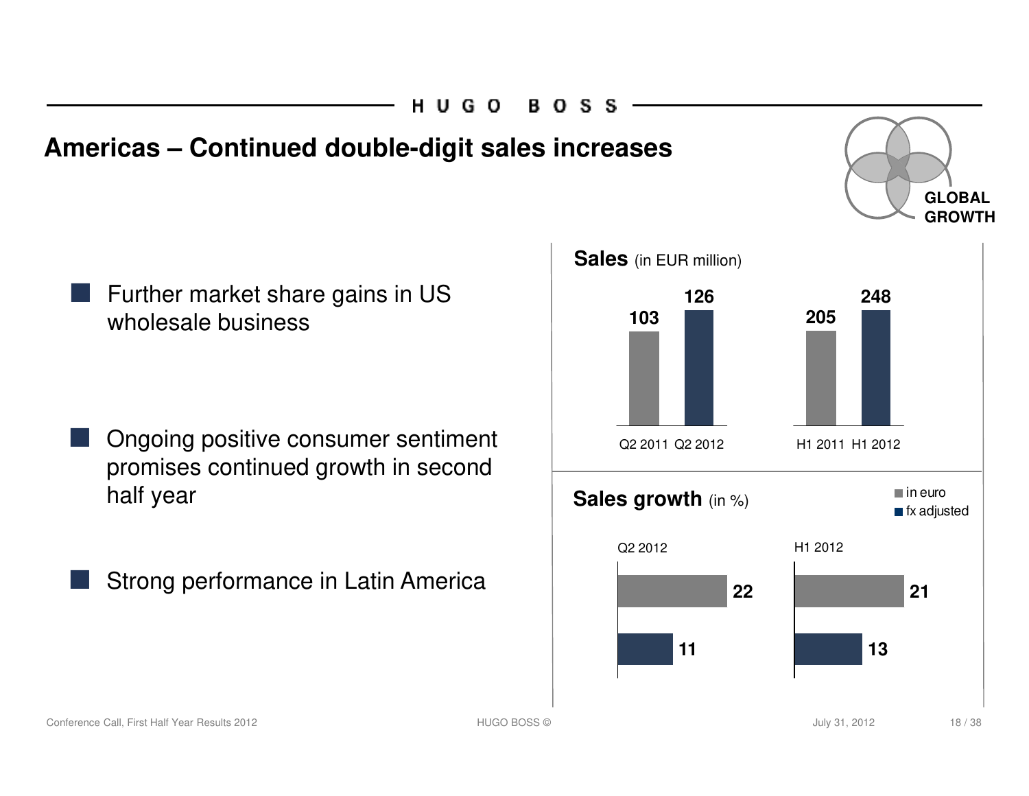# Americas – Continued double-digit sales increases

GLOBAL GROWTH

- Further market share gains in US wholesale business
- Ongoing positive consumer sentiment promises continued growth in second half year
- Strong performance in Latin America

**Sales** (in EUR million)

| Q2 2011 | Q2 2012 | H1 2011 | H1 2012 |
|---|---|---|---|
| 103 | 126 | 205 | 248 |

**Sales growth** (in %)

| | Q2 2012 | H1 2012 |
|---|---|---|
| in euro | 22 | 21 |
| fx adjusted | 11 | 13 |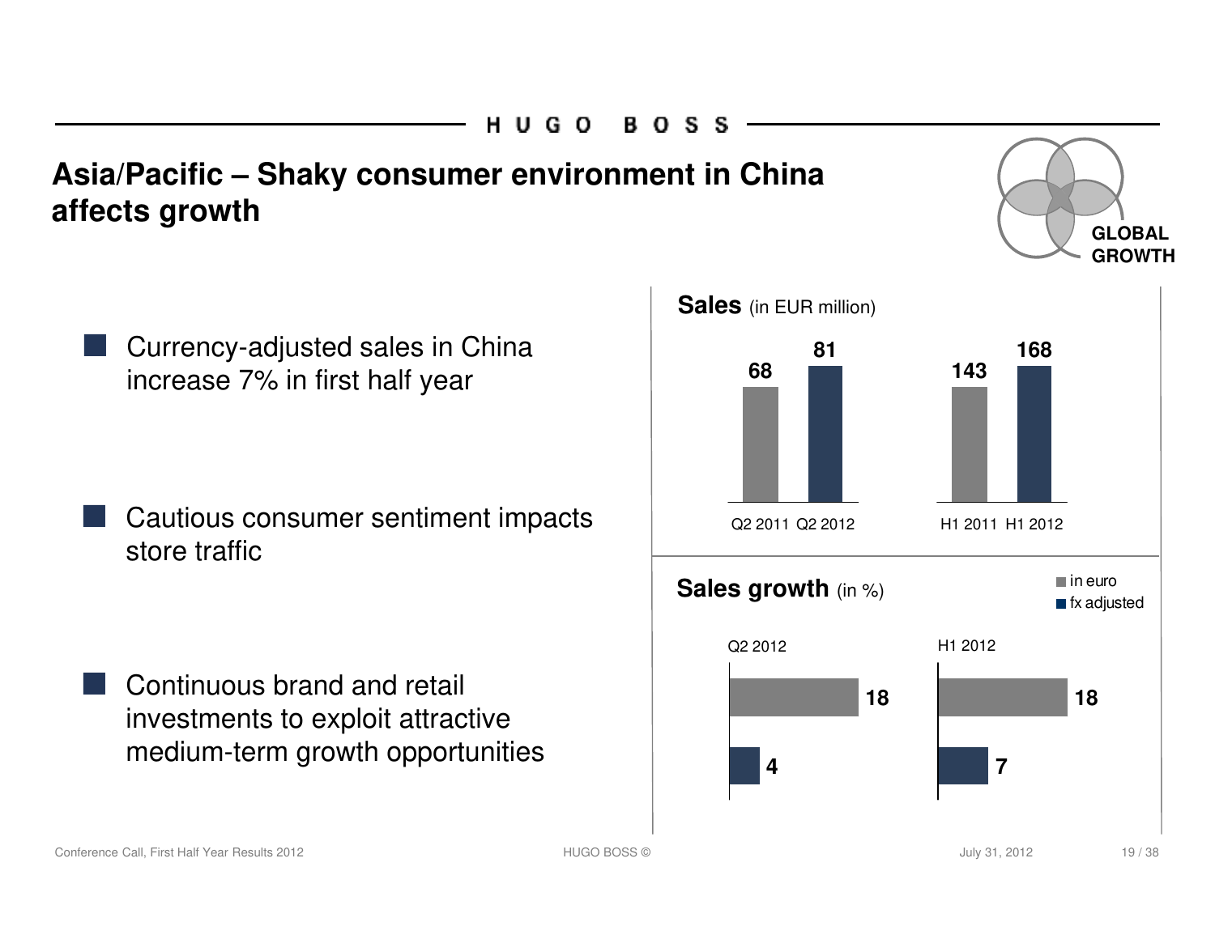# Asia/Pacific – Shaky consumer environment in China affects growth

GLOBAL GROWTH

- Currency-adjusted sales in China increase 7% in first half year
- Cautious consumer sentiment impacts store traffic
- Continuous brand and retail investments to exploit attractive medium-term growth opportunities

**Sales** (in EUR million)

| Q2 2011 | Q2 2012 | H1 2011 | H1 2012 |
|---|---|---|---|
| 68 | 81 | 143 | 168 |

**Sales growth** (in %)

| | Q2 2012 | H1 2012 |
|---|---|---|
| in euro | 18 | 18 |
| fx adjusted | 4 | 7 |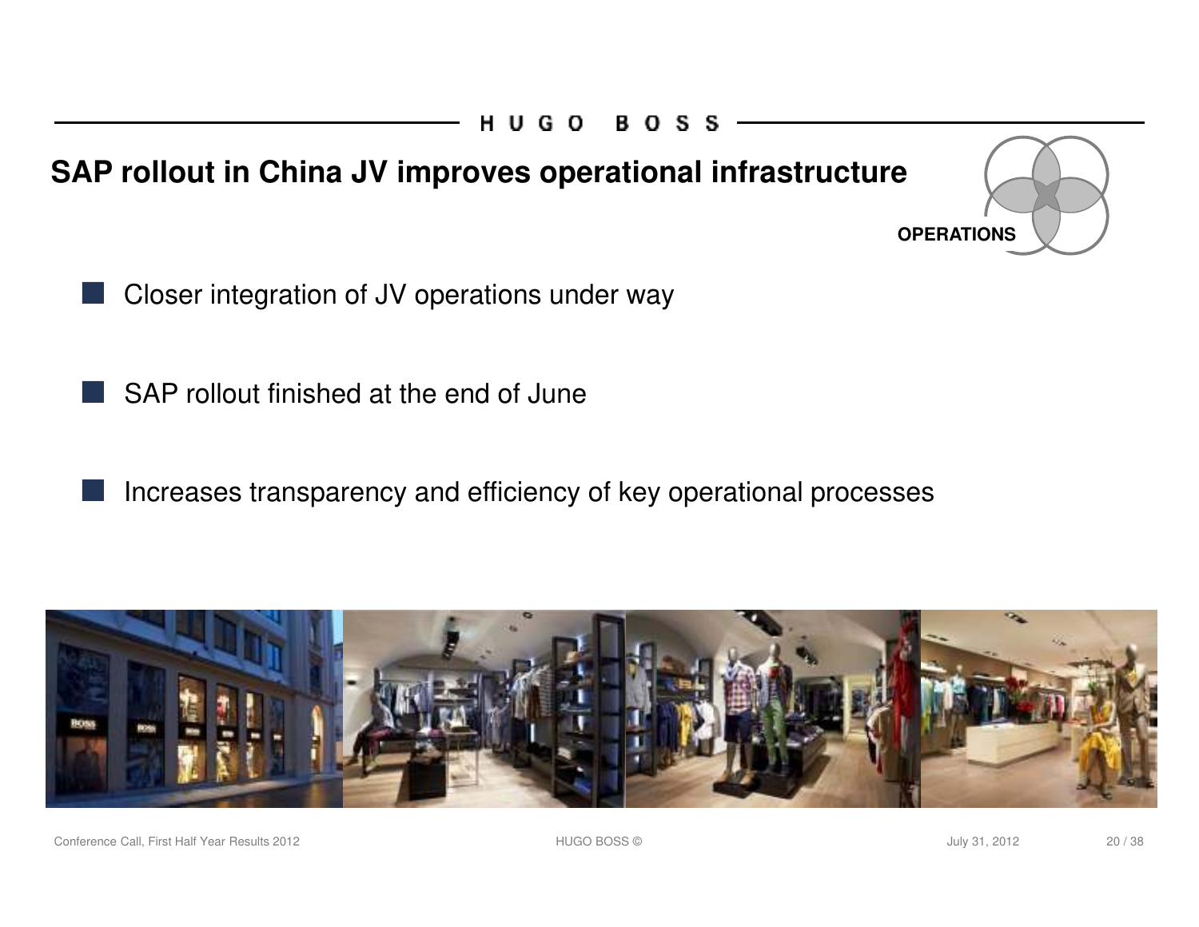# SAP rollout in China JV improves operational infrastructure

OPERATIONS

- Closer integration of JV operations under way
- SAP rollout finished at the end of June
- Increases transparency and efficiency of key operational processes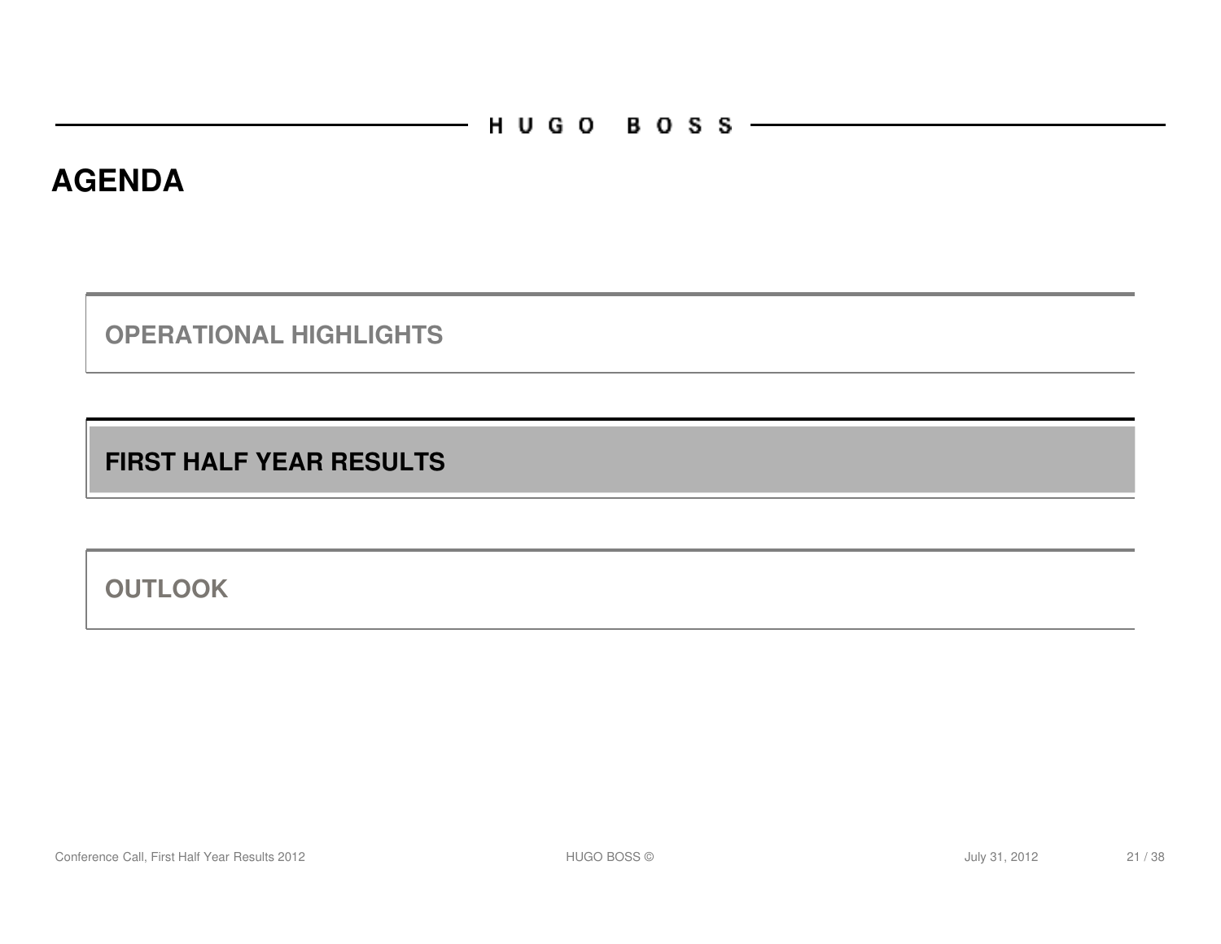# AGENDA

OPERATIONAL HIGHLIGHTS

**FIRST HALF YEAR RESULTS**

OUTLOOK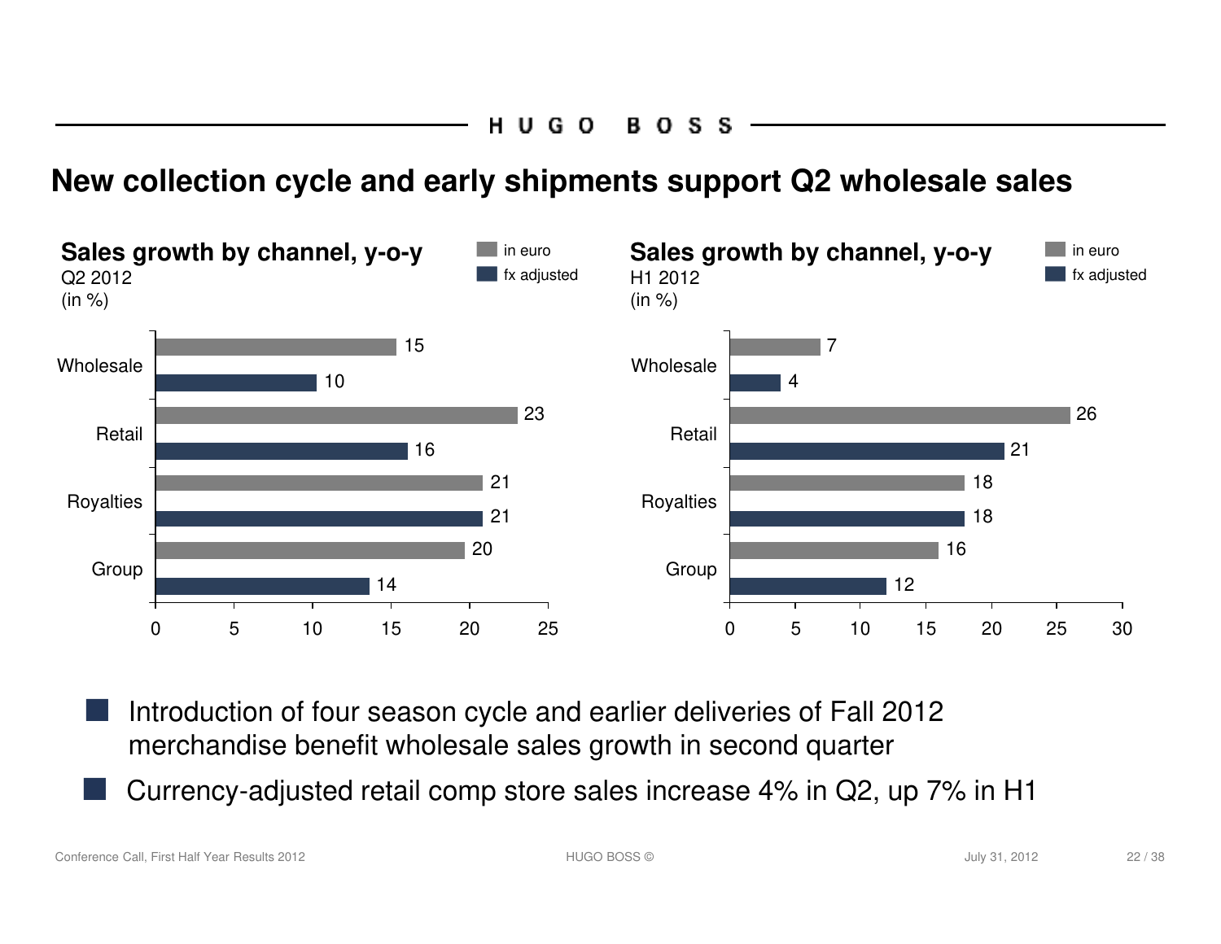# New collection cycle and early shipments support Q2 wholesale sales

**Sales growth by channel, y-o-y**
Q2 2012
(in %)

| | in euro | fx adjusted |
|---|---|---|
| Wholesale | 15 | 10 |
| Retail | 23 | 16 |
| Royalties | 21 | 21 |
| Group | 20 | 14 |

**Sales growth by channel, y-o-y**
H1 2012
(in %)

| | in euro | fx adjusted |
|---|---|---|
| Wholesale | 7 | 4 |
| Retail | 26 | 21 |
| Royalties | 18 | 18 |
| Group | 16 | 12 |

- Introduction of four season cycle and earlier deliveries of Fall 2012 merchandise benefit wholesale sales growth in second quarter
- Currency-adjusted retail comp store sales increase 4% in Q2, up 7% in H1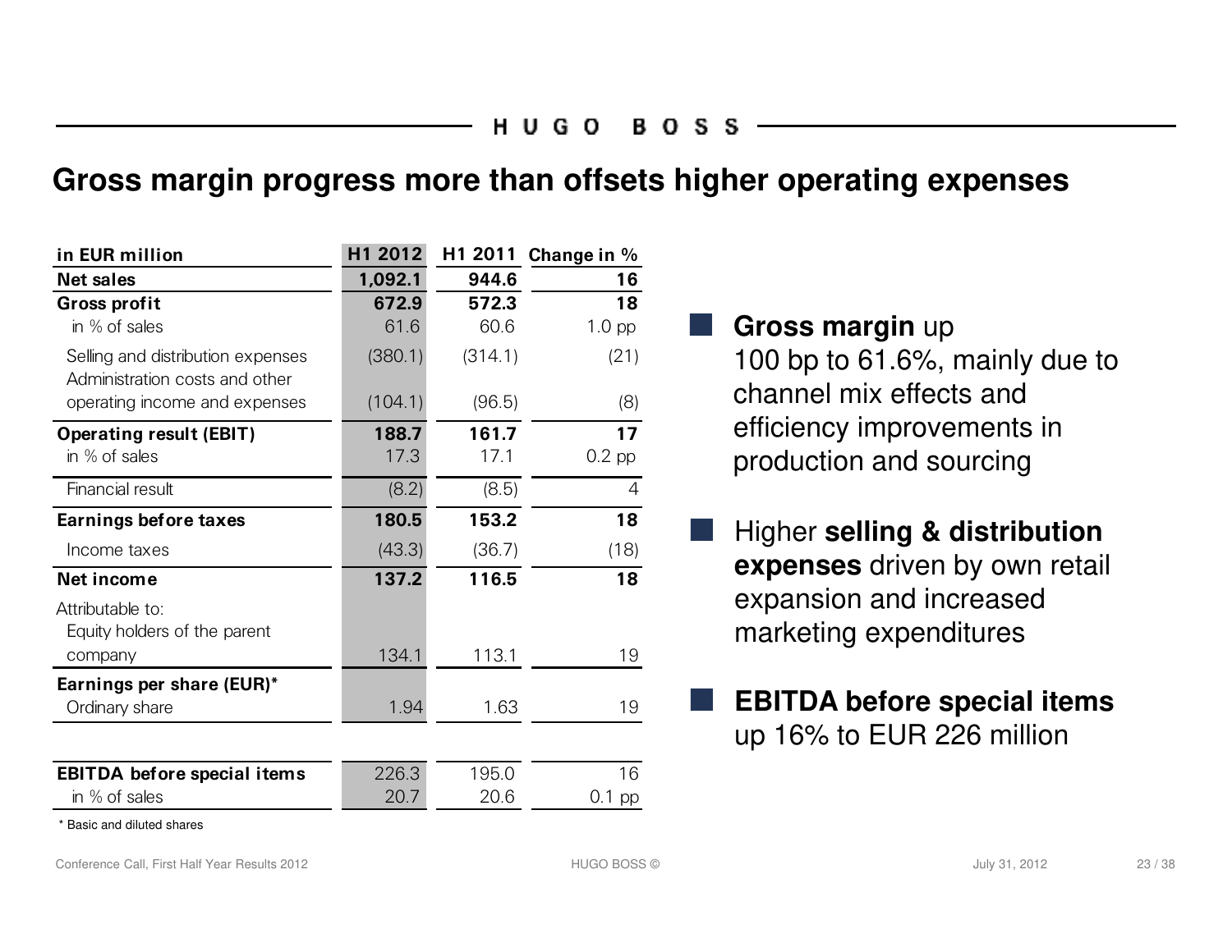# Gross margin progress more than offsets higher operating expenses

| in EUR million | H1 2012 | H1 2011 | Change in % |
|---|---|---|---|
| **Net sales** | **1,092.1** | **944.6** | **16** |
| **Gross profit** | **672.9** | **572.3** | **18** |
| in % of sales | 61.6 | 60.6 | 1.0 pp |
| Selling and distribution expenses | (380.1) | (314.1) | (21) |
| Administration costs and other operating income and expenses | (104.1) | (96.5) | (8) |
| **Operating result (EBIT)** | **188.7** | **161.7** | **17** |
| in % of sales | 17.3 | 17.1 | 0.2 pp |
| Financial result | (8.2) | (8.5) | 4 |
| **Earnings before taxes** | **180.5** | **153.2** | **18** |
| Income taxes | (43.3) | (36.7) | (18) |
| **Net income** | **137.2** | **116.5** | **18** |
| Attributable to: | | | |
| Equity holders of the parent company | 134.1 | 113.1 | 19 |
| **Earnings per share (EUR)*** | | | |
| Ordinary share | 1.94 | 1.63 | 19 |
| | | | |
| **EBITDA before special items** | 226.3 | 195.0 | 16 |
| in % of sales | 20.7 | 20.6 | 0.1 pp |

* Basic and diluted shares

- **Gross margin** up 100 bp to 61.6%, mainly due to channel mix effects and efficiency improvements in production and sourcing
- Higher **selling & distribution expenses** driven by own retail expansion and increased marketing expenditures
- **EBITDA before special items** up 16% to EUR 226 million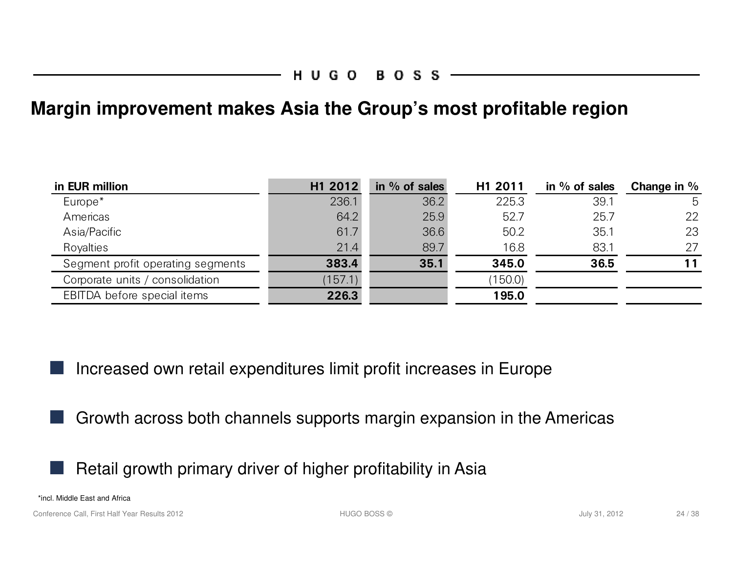# Margin improvement makes Asia the Group's most profitable region

| in EUR million | H1 2012 | in % of sales | H1 2011 | in % of sales | Change in % |
|---|---|---|---|---|---|
| Europe* | 236.1 | 36.2 | 225.3 | 39.1 | 5 |
| Americas | 64.2 | 25.9 | 52.7 | 25.7 | 22 |
| Asia/Pacific | 61.7 | 36.6 | 50.2 | 35.1 | 23 |
| Royalties | 21.4 | 89.7 | 16.8 | 83.1 | 27 |
| Segment profit operating segments | **383.4** | **35.1** | **345.0** | **36.5** | **11** |
| Corporate units / consolidation | (157.1) | | (150.0) | | |
| EBITDA before special items | **226.3** | | **195.0** | | |

- Increased own retail expenditures limit profit increases in Europe
- Growth across both channels supports margin expansion in the Americas
- Retail growth primary driver of higher profitability in Asia

*incl. Middle East and Africa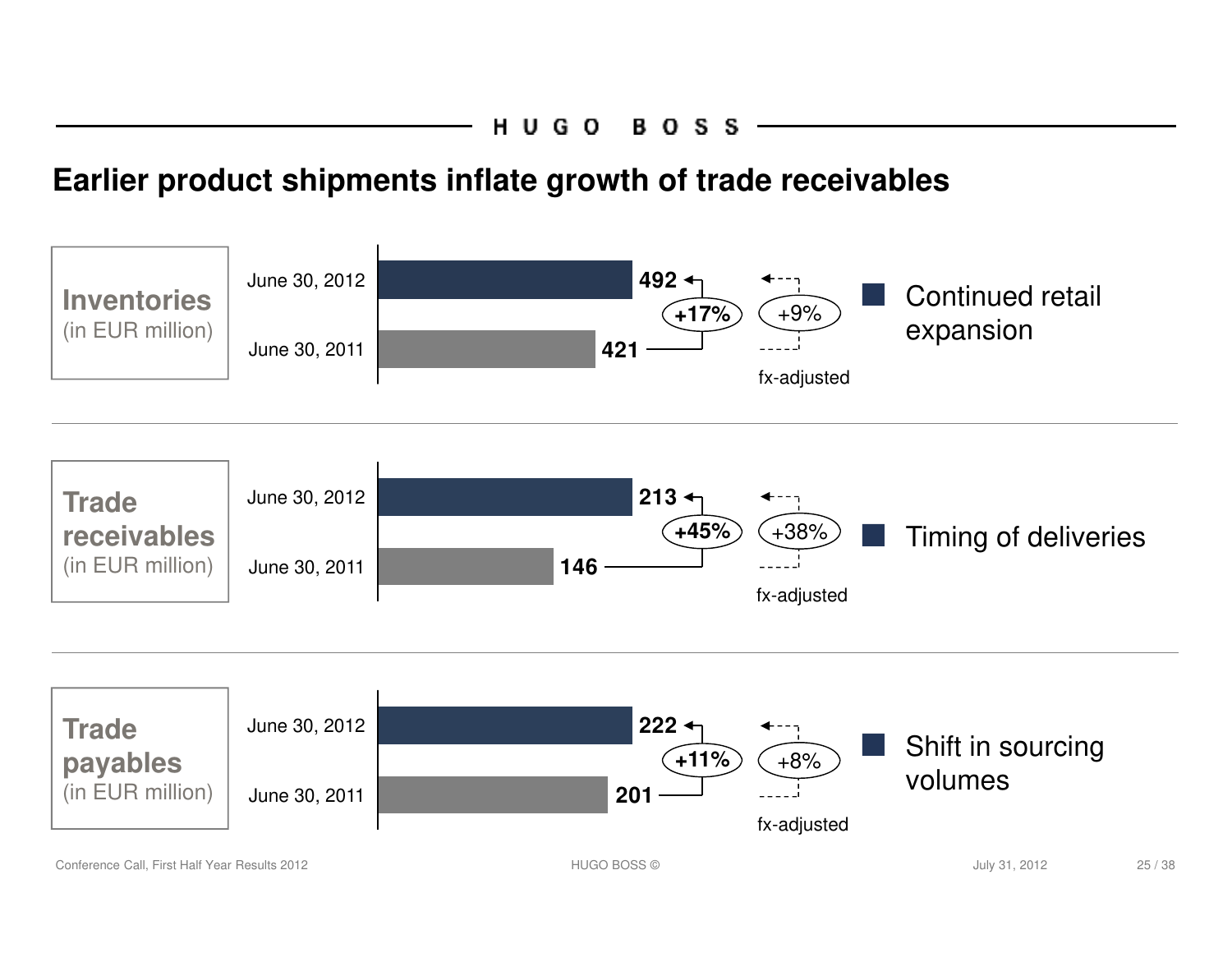## Earlier product shipments inflate growth of trade receivables

| (in EUR million) | June 30, 2011 | June 30, 2012 | Change | fx-adjusted | Comment |
|---|---|---|---|---|---|
| **Inventories** | 421 | 492 | +17% | +9% | Continued retail expansion |
| **Trade receivables** | 146 | 213 | +45% | +38% | Timing of deliveries |
| **Trade payables** | 201 | 222 | +11% | +8% | Shift in sourcing volumes |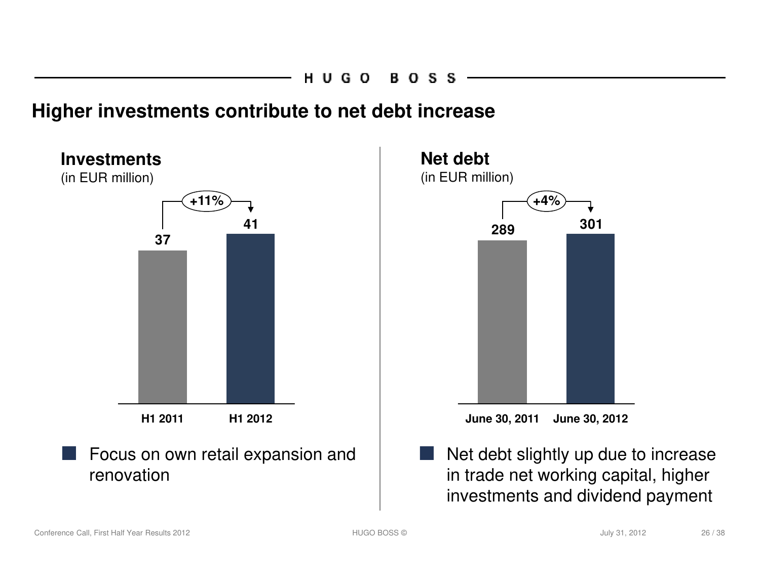# Higher investments contribute to net debt increase

## Investments

(in EUR million)

| | H1 2011 | H1 2012 |
|---|---|---|
| Investments | 37 | 41 |

+11%

- Focus on own retail expansion and renovation

## Net debt

(in EUR million)

| | June 30, 2011 | June 30, 2012 |
|---|---|---|
| Net debt | 289 | 301 |

+4%

- Net debt slightly up due to increase in trade net working capital, higher investments and dividend payment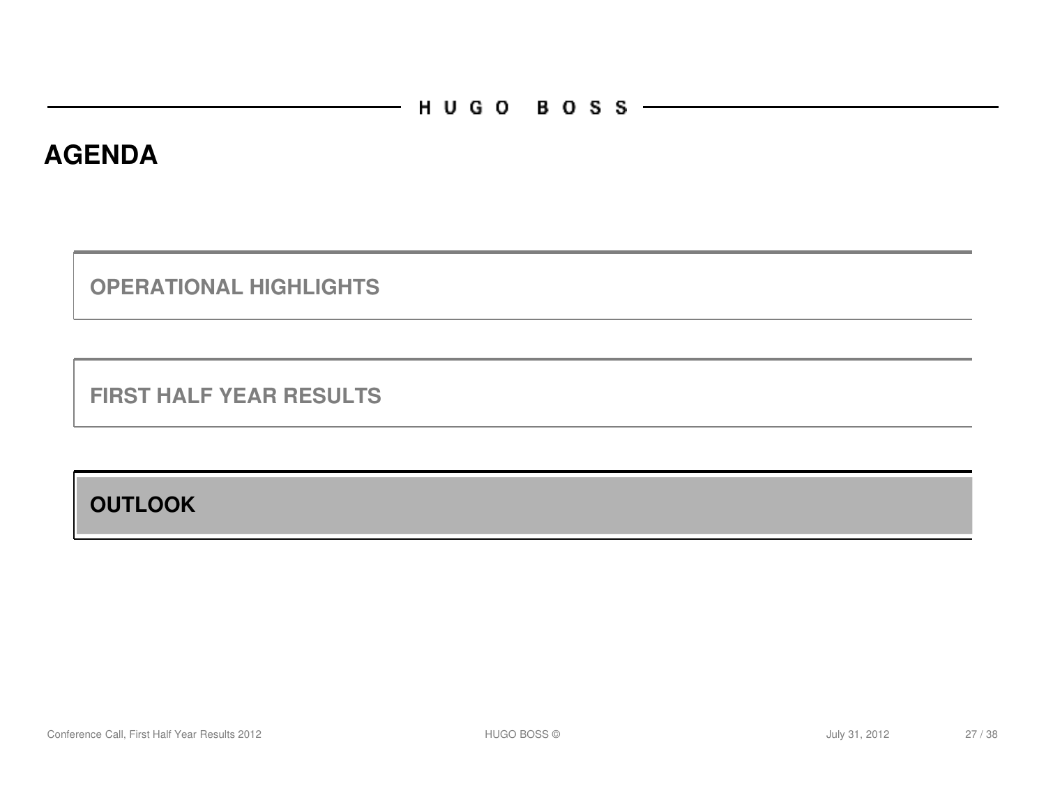# AGENDA

**OPERATIONAL HIGHLIGHTS**

**FIRST HALF YEAR RESULTS**

**OUTLOOK**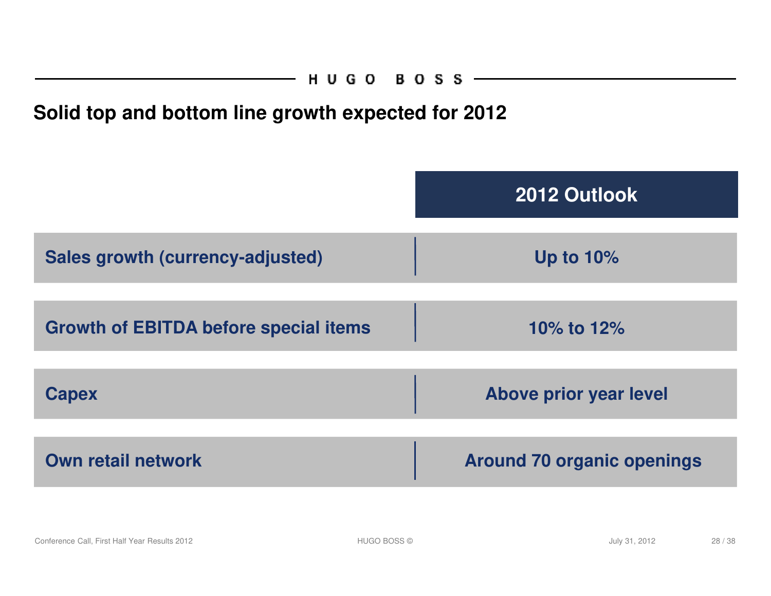## Solid top and bottom line growth expected for 2012

| | 2012 Outlook |
|---|---|
| Sales growth (currency-adjusted) | Up to 10% |
| Growth of EBITDA before special items | 10% to 12% |
| Capex | Above prior year level |
| Own retail network | Around 70 organic openings |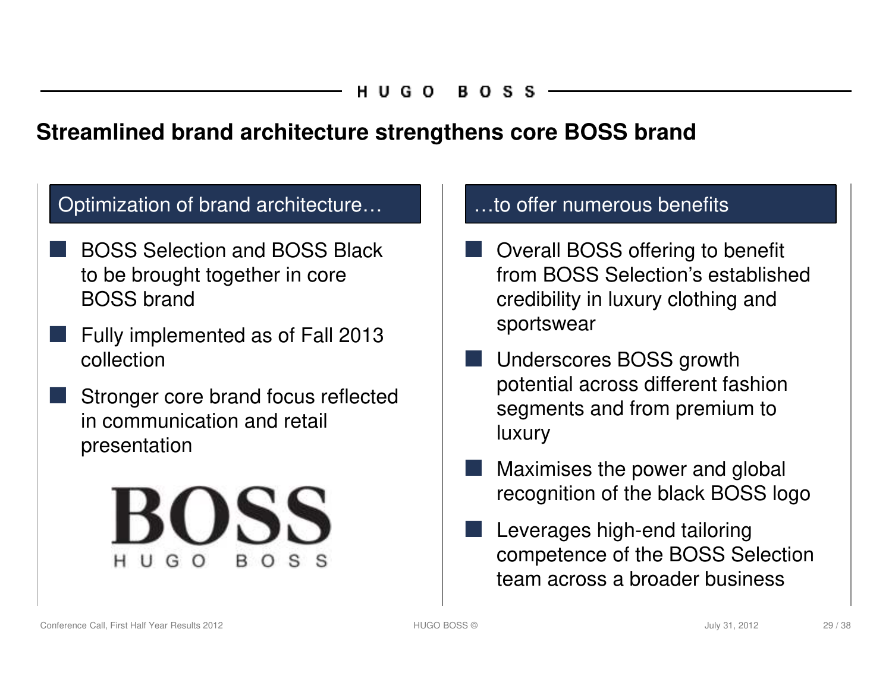# Streamlined brand architecture strengthens core BOSS brand

## Optimization of brand architecture…

- BOSS Selection and BOSS Black to be brought together in core BOSS brand
- Fully implemented as of Fall 2013 collection
- Stronger core brand focus reflected in communication and retail presentation

BOSS
HUGO BOSS

## …to offer numerous benefits

- Overall BOSS offering to benefit from BOSS Selection's established credibility in luxury clothing and sportswear
- Underscores BOSS growth potential across different fashion segments and from premium to luxury
- Maximises the power and global recognition of the black BOSS logo
- Leverages high-end tailoring competence of the BOSS Selection team across a broader business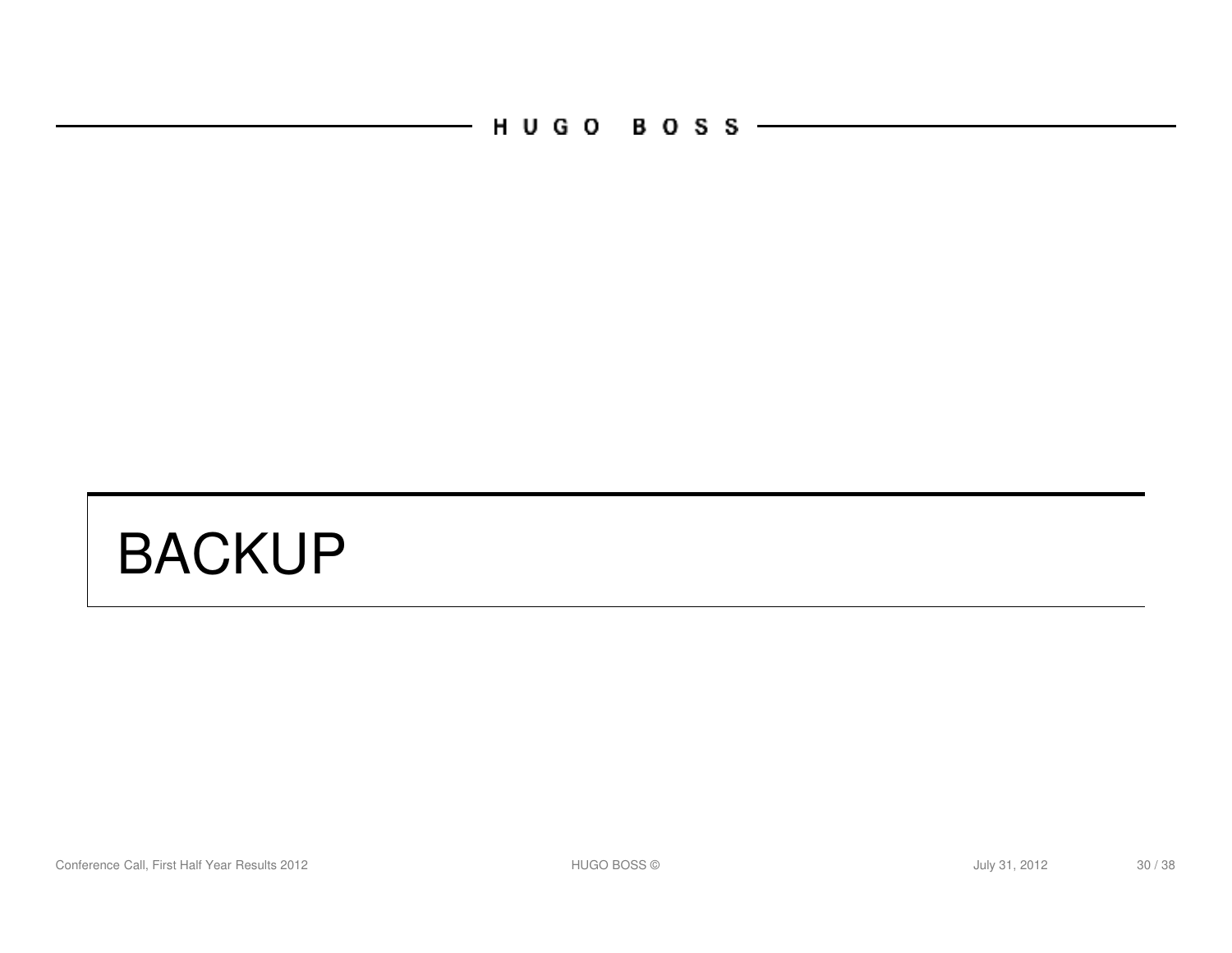# BACKUP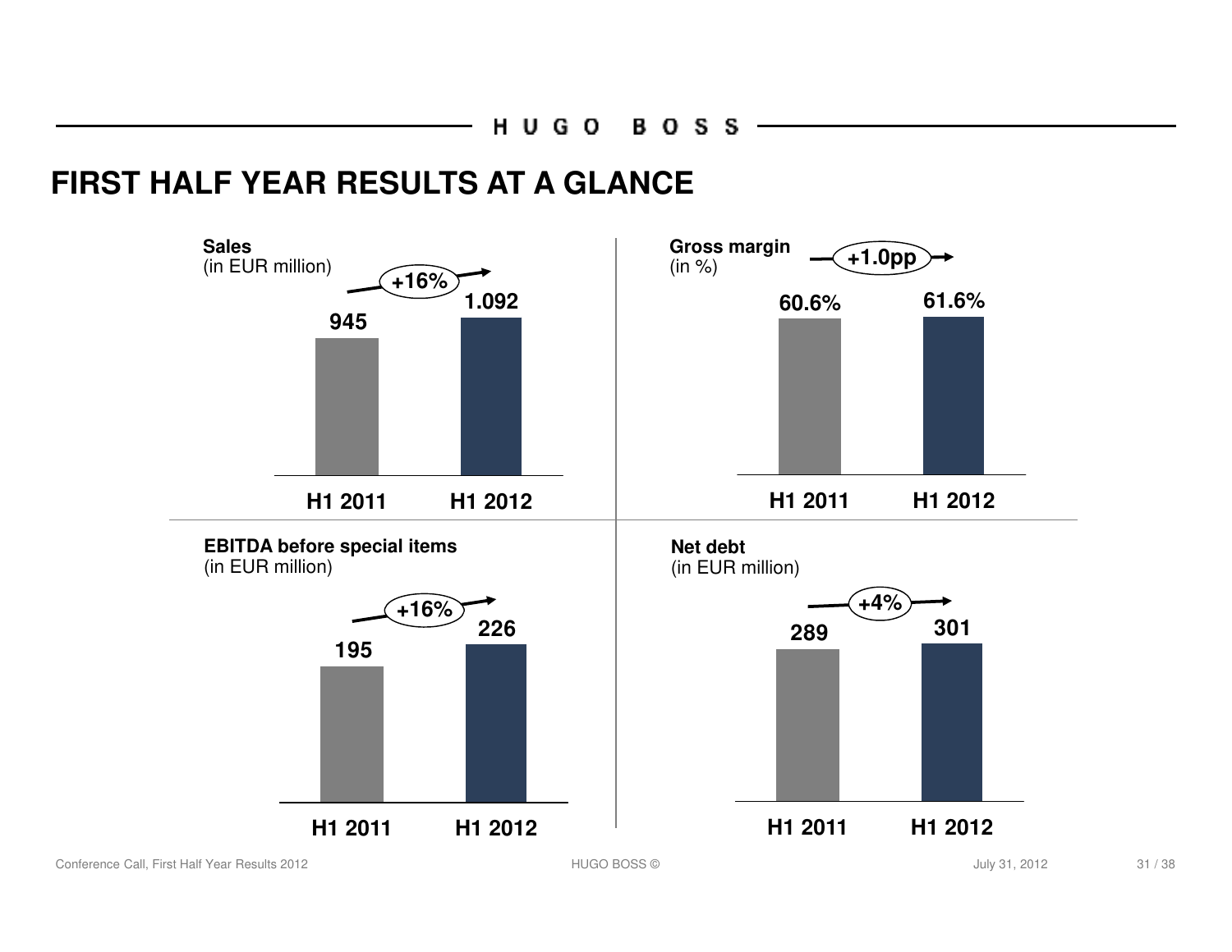# FIRST HALF YEAR RESULTS AT A GLANCE

**Sales**
(in EUR million)

| | H1 2011 | H1 2012 |
|---|---|---|
| Sales | 945 | 1.092 |

+16%

**Gross margin**
(in %)

| | H1 2011 | H1 2012 |
|---|---|---|
| Gross margin | 60.6% | 61.6% |

+1.0pp

**EBITDA before special items**
(in EUR million)

| | H1 2011 | H1 2012 |
|---|---|---|
| EBITDA before special items | 195 | 226 |

+16%

**Net debt**
(in EUR million)

| | H1 2011 | H1 2012 |
|---|---|---|
| Net debt | 289 | 301 |

+4%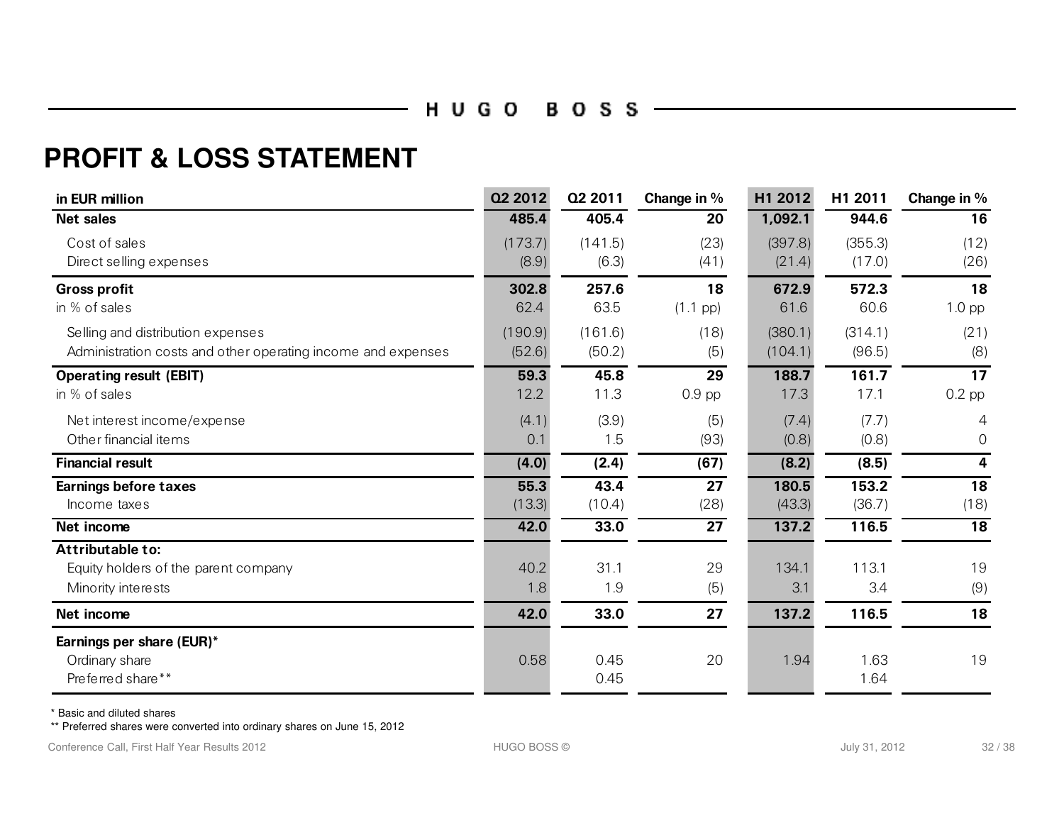# PROFIT & LOSS STATEMENT

| in EUR million | Q2 2012 | Q2 2011 | Change in % | H1 2012 | H1 2011 | Change in % |
|---|---|---|---|---|---|---|
| **Net sales** | **485.4** | **405.4** | **20** | **1,092.1** | **944.6** | **16** |
| Cost of sales | (173.7) | (141.5) | (23) | (397.8) | (355.3) | (12) |
| Direct selling expenses | (8.9) | (6.3) | (41) | (21.4) | (17.0) | (26) |
| **Gross profit** | **302.8** | **257.6** | **18** | **672.9** | **572.3** | **18** |
| in % of sales | 62.4 | 63.5 | (1.1 pp) | 61.6 | 60.6 | 1.0 pp |
| Selling and distribution expenses | (190.9) | (161.6) | (18) | (380.1) | (314.1) | (21) |
| Administration costs and other operating income and expenses | (52.6) | (50.2) | (5) | (104.1) | (96.5) | (8) |
| **Operating result (EBIT)** | **59.3** | **45.8** | **29** | **188.7** | **161.7** | **17** |
| in % of sales | 12.2 | 11.3 | 0.9 pp | 17.3 | 17.1 | 0.2 pp |
| Net interest income/expense | (4.1) | (3.9) | (5) | (7.4) | (7.7) | 4 |
| Other financial items | 0.1 | 1.5 | (93) | (0.8) | (0.8) | 0 |
| **Financial result** | **(4.0)** | **(2.4)** | **(67)** | **(8.2)** | **(8.5)** | **4** |
| **Earnings before taxes** | **55.3** | **43.4** | **27** | **180.5** | **153.2** | **18** |
| Income taxes | (13.3) | (10.4) | (28) | (43.3) | (36.7) | (18) |
| **Net income** | **42.0** | **33.0** | **27** | **137.2** | **116.5** | **18** |
| **Attributable to:** | | | | | | |
| Equity holders of the parent company | 40.2 | 31.1 | 29 | 134.1 | 113.1 | 19 |
| Minority interests | 1.8 | 1.9 | (5) | 3.1 | 3.4 | (9) |
| **Net income** | **42.0** | **33.0** | **27** | **137.2** | **116.5** | **18** |
| **Earnings per share (EUR)*** | | | | | | |
| Ordinary share | 0.58 | 0.45 | 20 | 1.94 | 1.63 | 19 |
| Preferred share** | | 0.45 | | | 1.64 | |

* Basic and diluted shares

** Preferred shares were converted into ordinary shares on June 15, 2012

Conference Call, First Half Year Results 2012 — HUGO BOSS © — July 31, 2012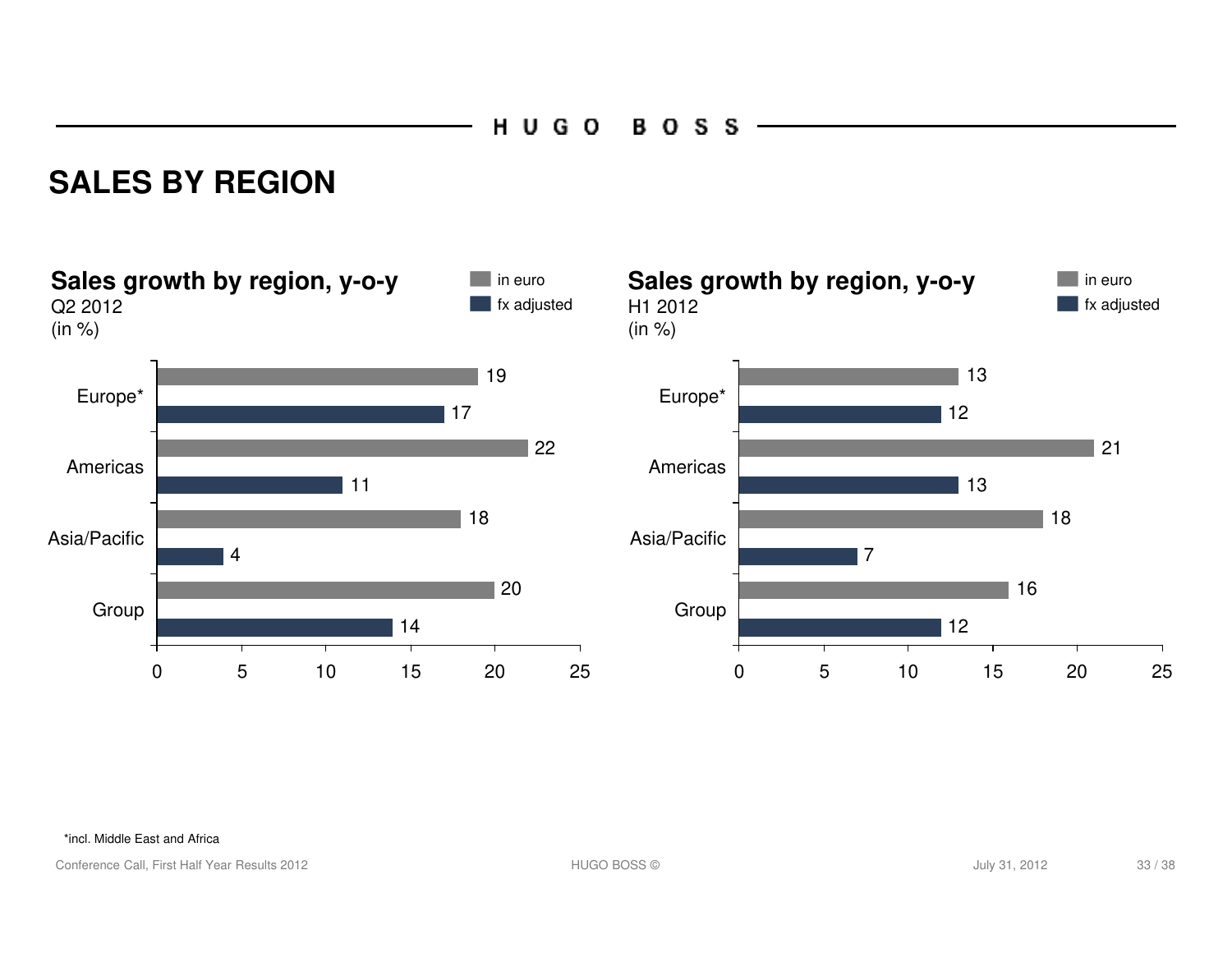# SALES BY REGION

## Sales growth by region, y-o-y

Q2 2012
(in %)

| Region | in euro | fx adjusted |
| --- | --- | --- |
| Europe* | 19 | 17 |
| Americas | 22 | 11 |
| Asia/Pacific | 18 | 4 |
| Group | 20 | 14 |

## Sales growth by region, y-o-y

H1 2012
(in %)

| Region | in euro | fx adjusted |
| --- | --- | --- |
| Europe* | 13 | 12 |
| Americas | 21 | 13 |
| Asia/Pacific | 18 | 7 |
| Group | 16 | 12 |

*incl. Middle East and Africa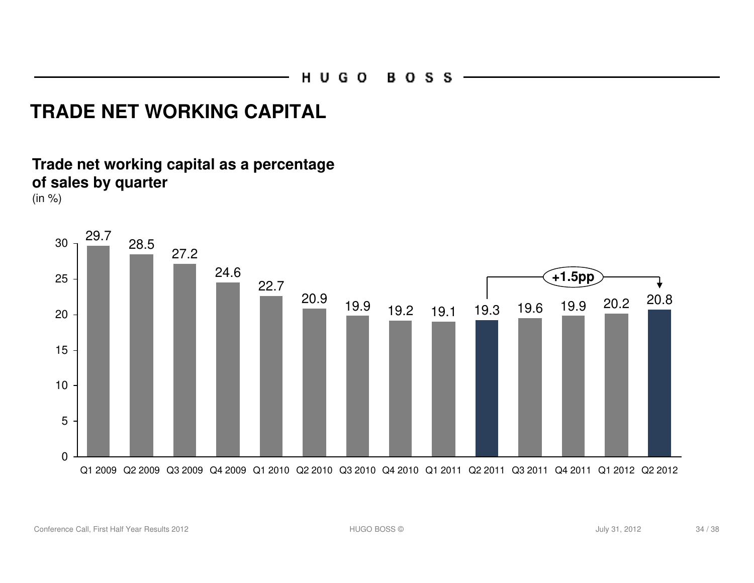# TRADE NET WORKING CAPITAL

**Trade net working capital as a percentage of sales by quarter**
(in %)

| Quarter | Trade net working capital (% of sales) |
|---|---|
| Q1 2009 | 29.7 |
| Q2 2009 | 28.5 |
| Q3 2009 | 27.2 |
| Q4 2009 | 24.6 |
| Q1 2010 | 22.7 |
| Q2 2010 | 20.9 |
| Q3 2010 | 19.9 |
| Q4 2010 | 19.2 |
| Q1 2011 | 19.1 |
| Q2 2011 | 19.3 |
| Q3 2011 | 19.6 |
| Q4 2011 | 19.9 |
| Q1 2012 | 20.2 |
| Q2 2012 | 20.8 |

+1.5pp (Q2 2011 to Q2 2012)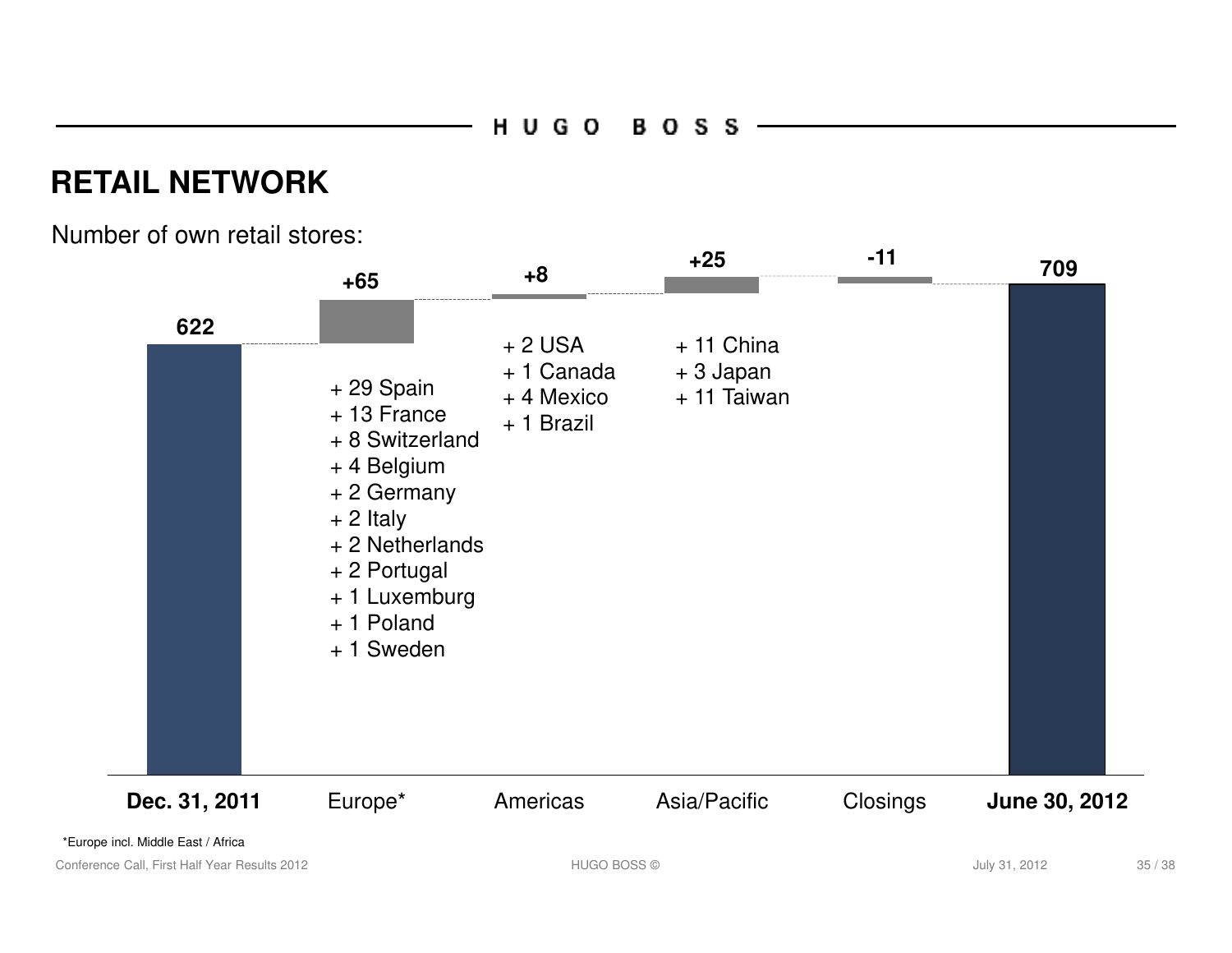# RETAIL NETWORK

Number of own retail stores:

| Dec. 31, 2011 | Europe* | Americas | Asia/Pacific | Closings | June 30, 2012 |
|---|---|---|---|---|---|
| 622 | +65 | +8 | +25 | -11 | 709 |

**Europe* (+65):**
- + 29 Spain
- + 13 France
- + 8 Switzerland
- + 4 Belgium
- + 2 Germany
- + 2 Italy
- + 2 Netherlands
- + 2 Portugal
- + 1 Luxemburg
- + 1 Poland
- + 1 Sweden

**Americas (+8):**
- + 2 USA
- + 1 Canada
- + 4 Mexico
- + 1 Brazil

**Asia/Pacific (+25):**
- + 11 China
- + 3 Japan
- + 11 Taiwan

*Europe incl. Middle East / Africa

Conference Call, First Half Year Results 2012 — July 31, 2012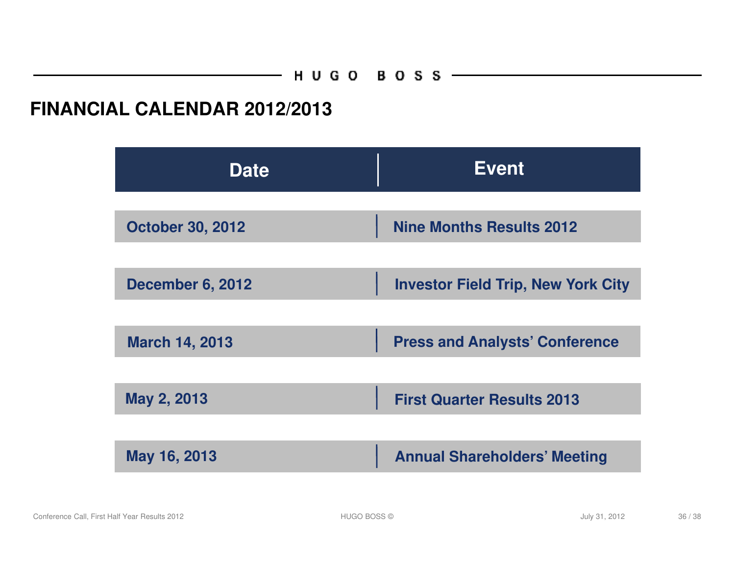# FINANCIAL CALENDAR 2012/2013

| Date | Event |
|---|---|
| October 30, 2012 | Nine Months Results 2012 |
| December 6, 2012 | Investor Field Trip, New York City |
| March 14, 2013 | Press and Analysts' Conference |
| May 2, 2013 | First Quarter Results 2013 |
| May 16, 2013 | Annual Shareholders' Meeting |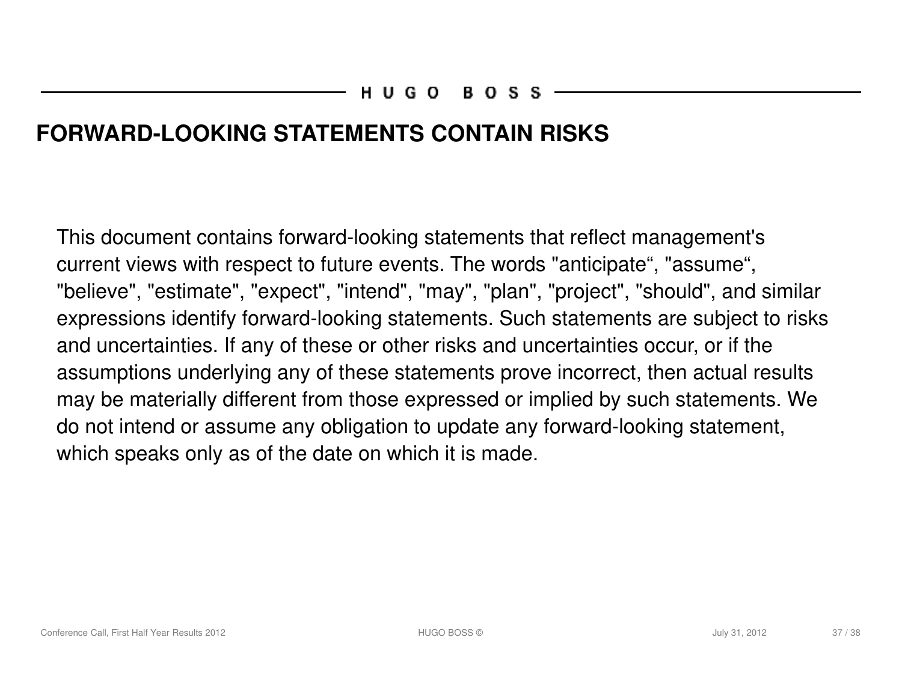# FORWARD-LOOKING STATEMENTS CONTAIN RISKS

This document contains forward-looking statements that reflect management's current views with respect to future events. The words "anticipate“, "assume“, "believe", "estimate", "expect", "intend", "may", "plan", "project", "should", and similar expressions identify forward-looking statements. Such statements are subject to risks and uncertainties. If any of these or other risks and uncertainties occur, or if the assumptions underlying any of these statements prove incorrect, then actual results may be materially different from those expressed or implied by such statements. We do not intend or assume any obligation to update any forward-looking statement, which speaks only as of the date on which it is made.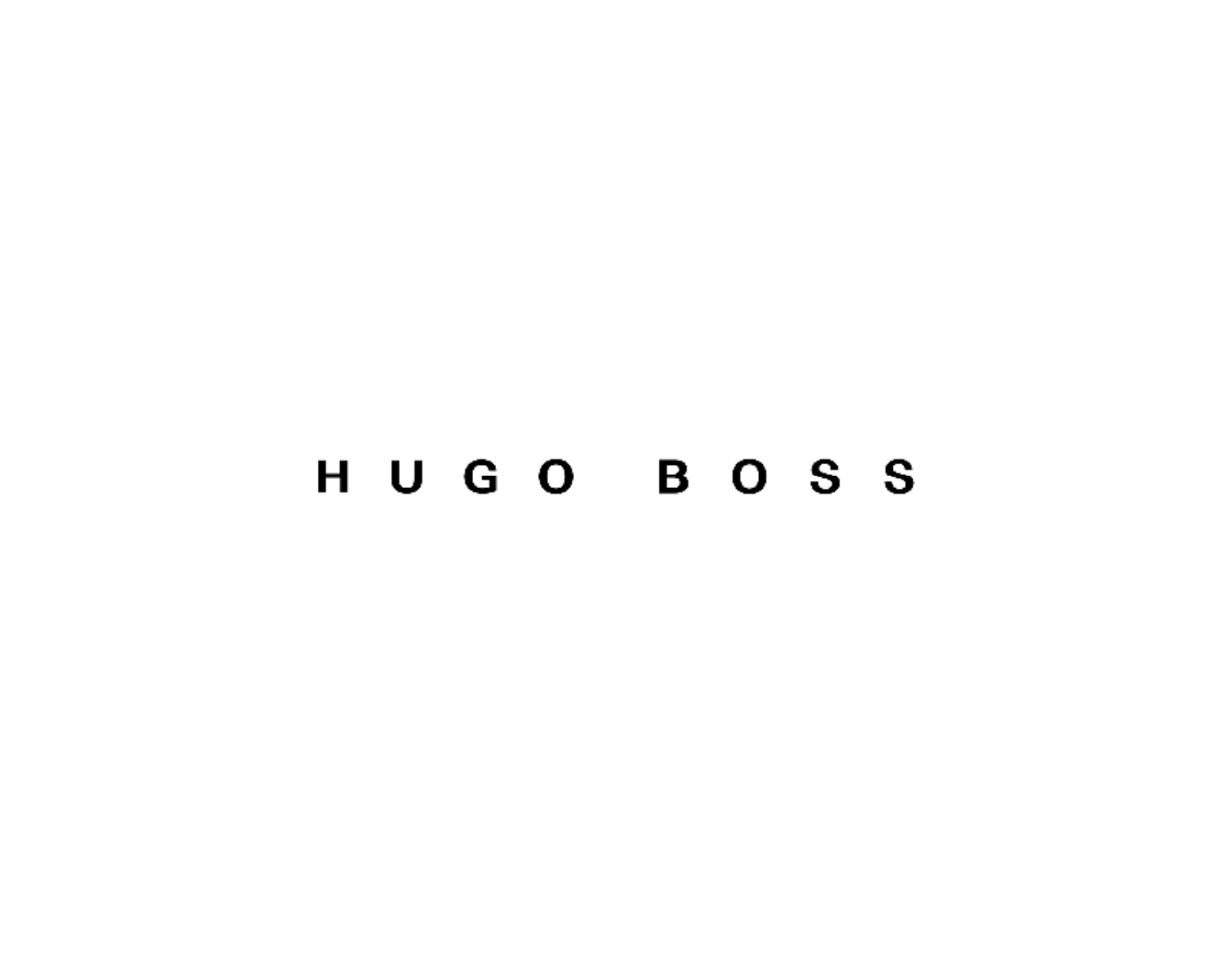HUGO BOSS